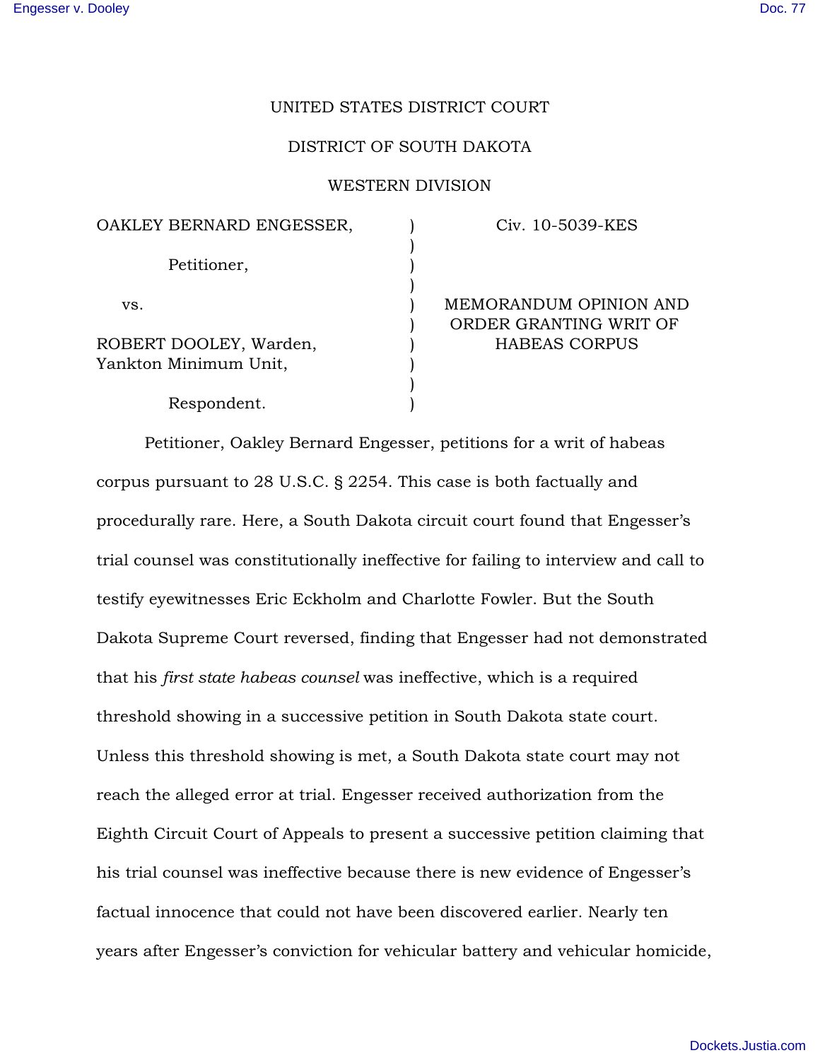UNITED STATES DISTRICT COURT

DISTRICT OF SOUTH DAKOTA

WESTERN DIVISION

| | | |
|---|---|---|
| OAKLEY BERNARD ENGESSER, Petitioner, vs. ROBERT DOOLEY, Warden, Yankton Minimum Unit, Respondent. | ) | Civ. 10-5039-KES MEMORANDUM OPINION AND ORDER GRANTING WRIT OF HABEAS CORPUS |

Petitioner, Oakley Bernard Engesser, petitions for a writ of habeas corpus pursuant to 28 U.S.C. § 2254. This case is both factually and procedurally rare. Here, a South Dakota circuit court found that Engesser's trial counsel was constitutionally ineffective for failing to interview and call to testify eyewitnesses Eric Eckholm and Charlotte Fowler. But the South Dakota Supreme Court reversed, finding that Engesser had not demonstrated that his *first state habeas counsel* was ineffective, which is a required threshold showing in a successive petition in South Dakota state court. Unless this threshold showing is met, a South Dakota state court may not reach the alleged error at trial. Engesser received authorization from the Eighth Circuit Court of Appeals to present a successive petition claiming that his trial counsel was ineffective because there is new evidence of Engesser's factual innocence that could not have been discovered earlier. Nearly ten years after Engesser's conviction for vehicular battery and vehicular homicide,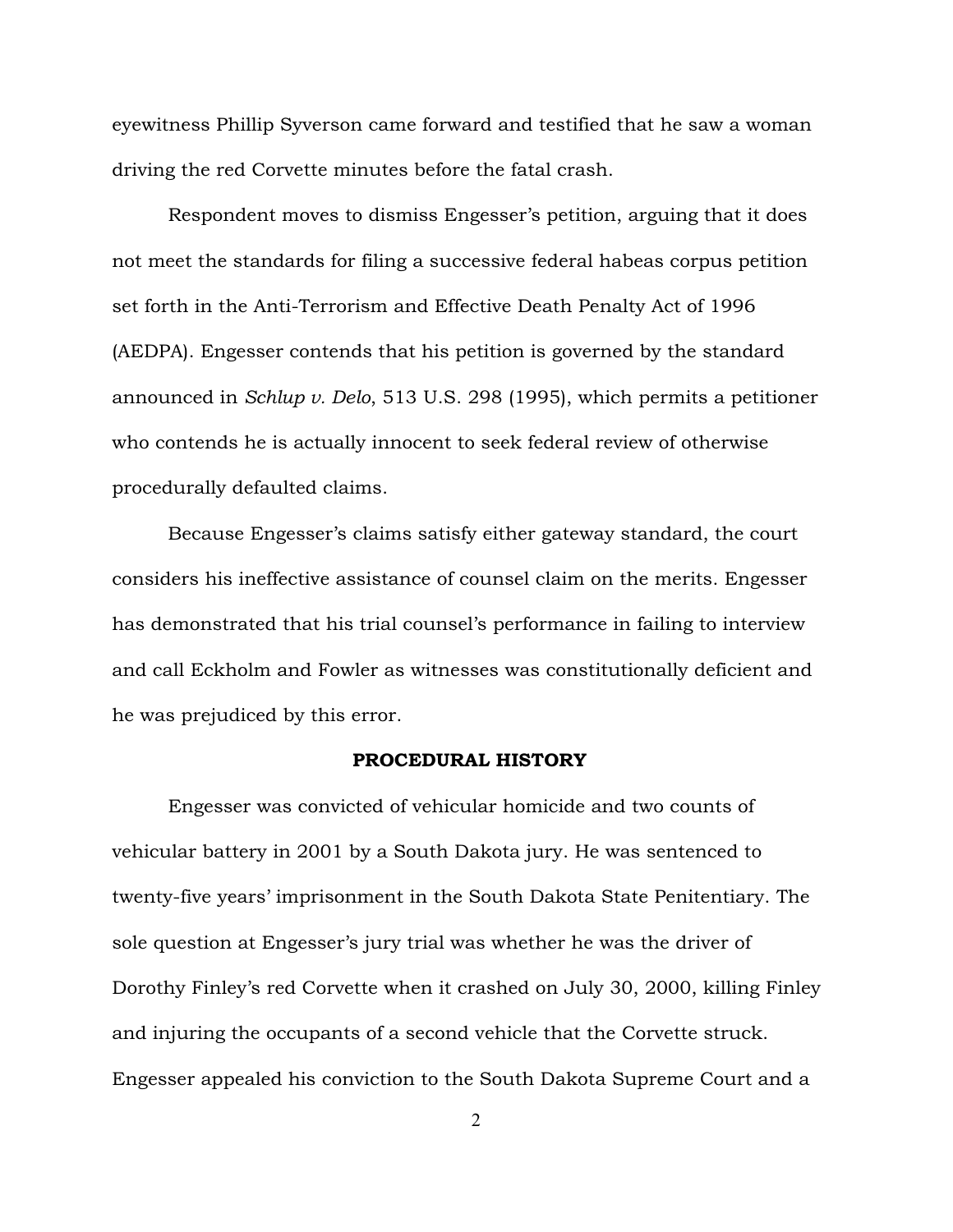eyewitness Phillip Syverson came forward and testified that he saw a woman driving the red Corvette minutes before the fatal crash.

Respondent moves to dismiss Engesser's petition, arguing that it does not meet the standards for filing a successive federal habeas corpus petition set forth in the Anti-Terrorism and Effective Death Penalty Act of 1996 (AEDPA). Engesser contends that his petition is governed by the standard announced in *Schlup v. Delo*, 513 U.S. 298 (1995), which permits a petitioner who contends he is actually innocent to seek federal review of otherwise procedurally defaulted claims.

Because Engesser's claims satisfy either gateway standard, the court considers his ineffective assistance of counsel claim on the merits. Engesser has demonstrated that his trial counsel's performance in failing to interview and call Eckholm and Fowler as witnesses was constitutionally deficient and he was prejudiced by this error.

## PROCEDURAL HISTORY

Engesser was convicted of vehicular homicide and two counts of vehicular battery in 2001 by a South Dakota jury. He was sentenced to twenty-five years' imprisonment in the South Dakota State Penitentiary. The sole question at Engesser's jury trial was whether he was the driver of Dorothy Finley's red Corvette when it crashed on July 30, 2000, killing Finley and injuring the occupants of a second vehicle that the Corvette struck. Engesser appealed his conviction to the South Dakota Supreme Court and a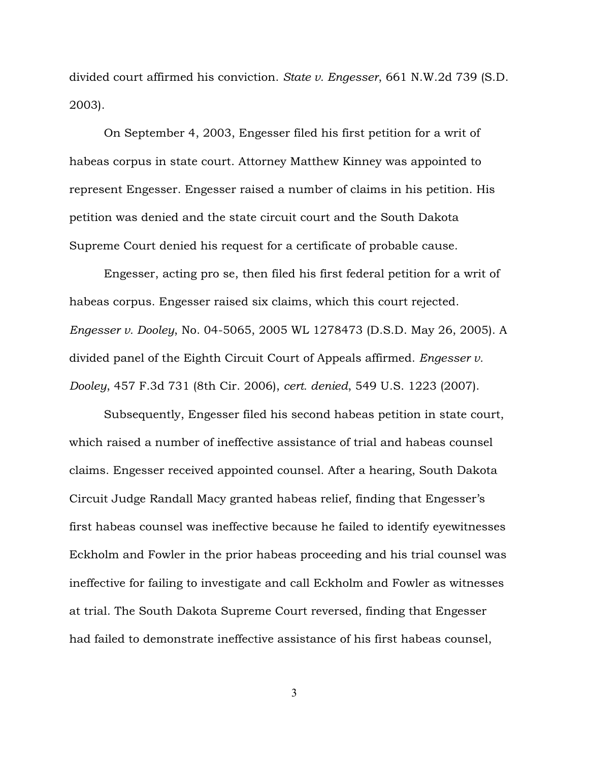divided court affirmed his conviction. *State v. Engesser*, 661 N.W.2d 739 (S.D. 2003).

On September 4, 2003, Engesser filed his first petition for a writ of habeas corpus in state court. Attorney Matthew Kinney was appointed to represent Engesser. Engesser raised a number of claims in his petition. His petition was denied and the state circuit court and the South Dakota Supreme Court denied his request for a certificate of probable cause.

Engesser, acting pro se, then filed his first federal petition for a writ of habeas corpus. Engesser raised six claims, which this court rejected. *Engesser v. Dooley*, No. 04-5065, 2005 WL 1278473 (D.S.D. May 26, 2005). A divided panel of the Eighth Circuit Court of Appeals affirmed. *Engesser v. Dooley*, 457 F.3d 731 (8th Cir. 2006), *cert. denied*, 549 U.S. 1223 (2007).

Subsequently, Engesser filed his second habeas petition in state court, which raised a number of ineffective assistance of trial and habeas counsel claims. Engesser received appointed counsel. After a hearing, South Dakota Circuit Judge Randall Macy granted habeas relief, finding that Engesser's first habeas counsel was ineffective because he failed to identify eyewitnesses Eckholm and Fowler in the prior habeas proceeding and his trial counsel was ineffective for failing to investigate and call Eckholm and Fowler as witnesses at trial. The South Dakota Supreme Court reversed, finding that Engesser had failed to demonstrate ineffective assistance of his first habeas counsel,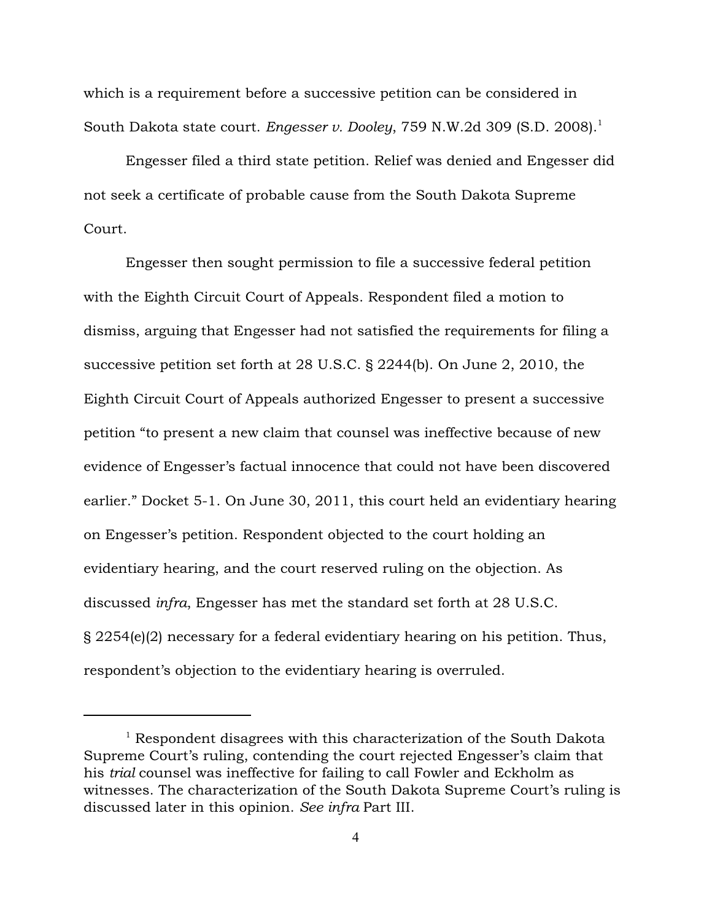which is a requirement before a successive petition can be considered in South Dakota state court. *Engesser v. Dooley*, 759 N.W.2d 309 (S.D. 2008).[1]

Engesser filed a third state petition. Relief was denied and Engesser did not seek a certificate of probable cause from the South Dakota Supreme Court.

Engesser then sought permission to file a successive federal petition with the Eighth Circuit Court of Appeals. Respondent filed a motion to dismiss, arguing that Engesser had not satisfied the requirements for filing a successive petition set forth at 28 U.S.C. § 2244(b). On June 2, 2010, the Eighth Circuit Court of Appeals authorized Engesser to present a successive petition "to present a new claim that counsel was ineffective because of new evidence of Engesser's factual innocence that could not have been discovered earlier." Docket 5-1. On June 30, 2011, this court held an evidentiary hearing on Engesser's petition. Respondent objected to the court holding an evidentiary hearing, and the court reserved ruling on the objection. As discussed *infra*, Engesser has met the standard set forth at 28 U.S.C. § 2254(e)(2) necessary for a federal evidentiary hearing on his petition. Thus, respondent's objection to the evidentiary hearing is overruled.

---

[1] Respondent disagrees with this characterization of the South Dakota Supreme Court's ruling, contending the court rejected Engesser's claim that his *trial* counsel was ineffective for failing to call Fowler and Eckholm as witnesses. The characterization of the South Dakota Supreme Court's ruling is discussed later in this opinion. *See infra* Part III.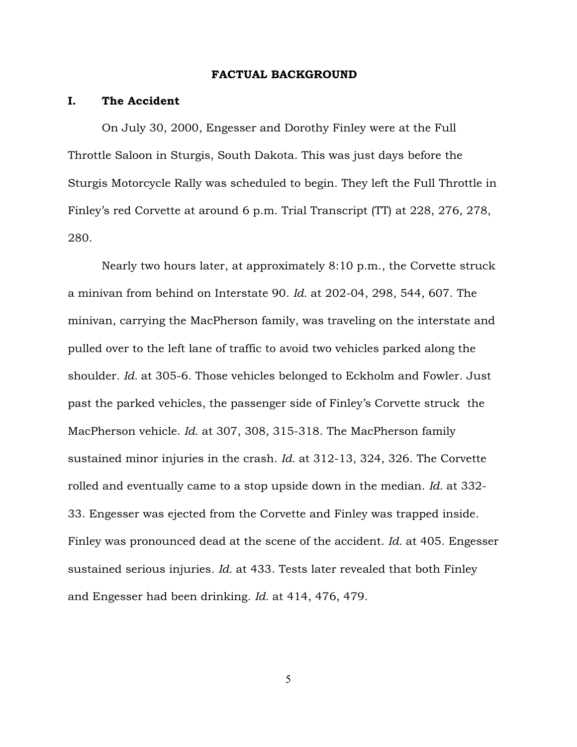## FACTUAL BACKGROUND

### I. The Accident

On July 30, 2000, Engesser and Dorothy Finley were at the Full Throttle Saloon in Sturgis, South Dakota. This was just days before the Sturgis Motorcycle Rally was scheduled to begin. They left the Full Throttle in Finley's red Corvette at around 6 p.m. Trial Transcript (TT) at 228, 276, 278, 280.

Nearly two hours later, at approximately 8:10 p.m., the Corvette struck a minivan from behind on Interstate 90. *Id.* at 202-04, 298, 544, 607. The minivan, carrying the MacPherson family, was traveling on the interstate and pulled over to the left lane of traffic to avoid two vehicles parked along the shoulder. *Id.* at 305-6. Those vehicles belonged to Eckholm and Fowler. Just past the parked vehicles, the passenger side of Finley's Corvette struck the MacPherson vehicle. *Id.* at 307, 308, 315-318. The MacPherson family sustained minor injuries in the crash. *Id.* at 312-13, 324, 326. The Corvette rolled and eventually came to a stop upside down in the median. *Id.* at 332-33. Engesser was ejected from the Corvette and Finley was trapped inside. Finley was pronounced dead at the scene of the accident. *Id.* at 405. Engesser sustained serious injuries. *Id.* at 433. Tests later revealed that both Finley and Engesser had been drinking. *Id.* at 414, 476, 479.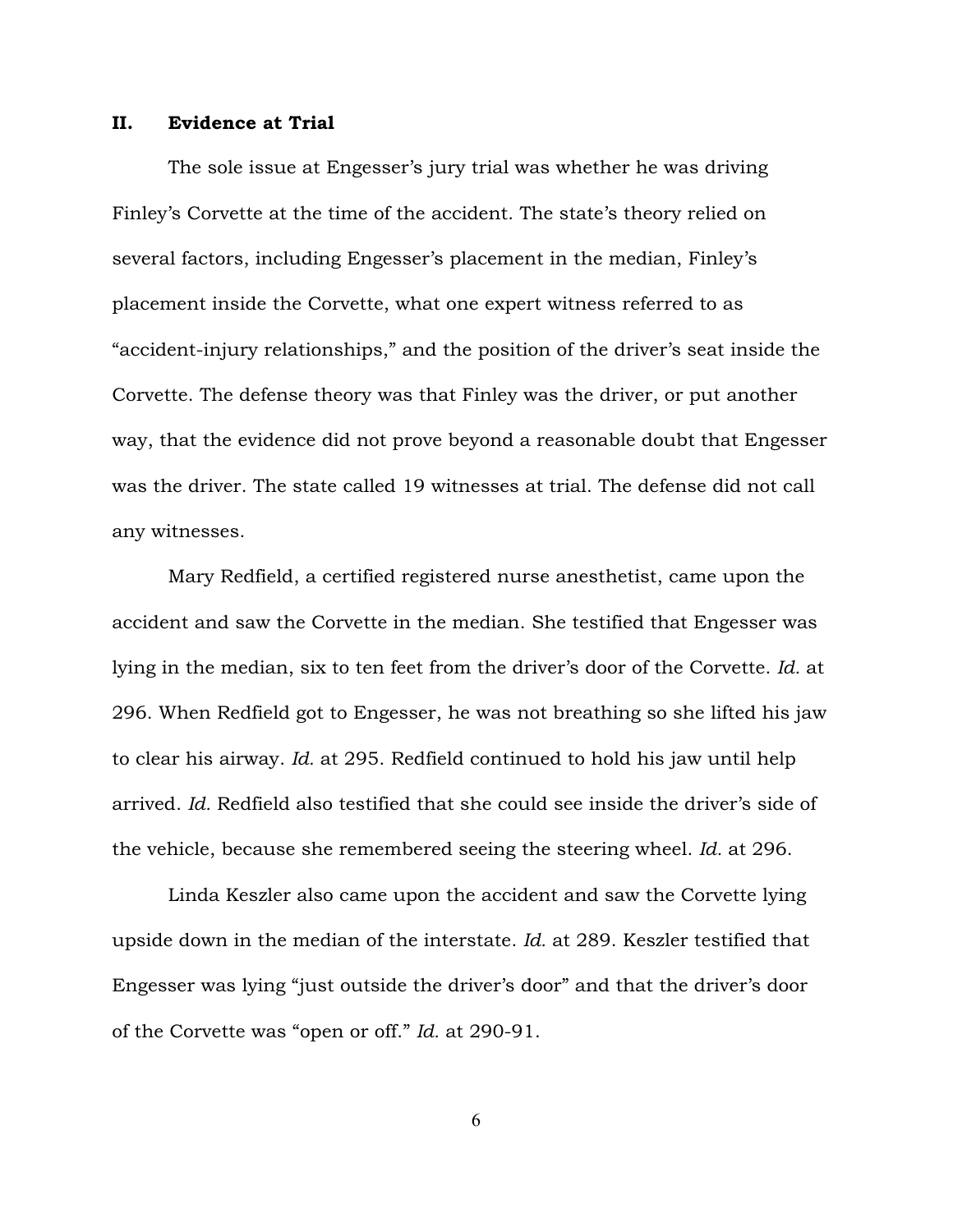## II. Evidence at Trial

The sole issue at Engesser's jury trial was whether he was driving Finley's Corvette at the time of the accident. The state's theory relied on several factors, including Engesser's placement in the median, Finley's placement inside the Corvette, what one expert witness referred to as "accident-injury relationships," and the position of the driver's seat inside the Corvette. The defense theory was that Finley was the driver, or put another way, that the evidence did not prove beyond a reasonable doubt that Engesser was the driver. The state called 19 witnesses at trial. The defense did not call any witnesses.

Mary Redfield, a certified registered nurse anesthetist, came upon the accident and saw the Corvette in the median. She testified that Engesser was lying in the median, six to ten feet from the driver's door of the Corvette. *Id.* at 296. When Redfield got to Engesser, he was not breathing so she lifted his jaw to clear his airway. *Id.* at 295. Redfield continued to hold his jaw until help arrived. *Id.* Redfield also testified that she could see inside the driver's side of the vehicle, because she remembered seeing the steering wheel. *Id.* at 296.

Linda Keszler also came upon the accident and saw the Corvette lying upside down in the median of the interstate. *Id.* at 289. Keszler testified that Engesser was lying "just outside the driver's door" and that the driver's door of the Corvette was "open or off." *Id.* at 290-91.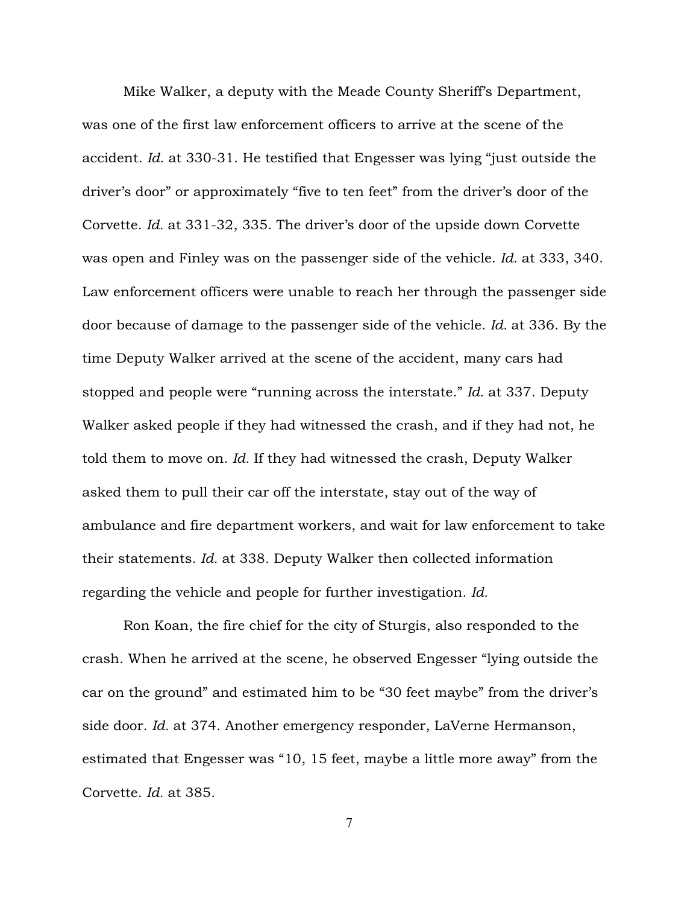Mike Walker, a deputy with the Meade County Sheriff's Department, was one of the first law enforcement officers to arrive at the scene of the accident. *Id.* at 330-31. He testified that Engesser was lying "just outside the driver's door" or approximately "five to ten feet" from the driver's door of the Corvette. *Id.* at 331-32, 335. The driver's door of the upside down Corvette was open and Finley was on the passenger side of the vehicle. *Id.* at 333, 340. Law enforcement officers were unable to reach her through the passenger side door because of damage to the passenger side of the vehicle. *Id.* at 336. By the time Deputy Walker arrived at the scene of the accident, many cars had stopped and people were "running across the interstate." *Id.* at 337. Deputy Walker asked people if they had witnessed the crash, and if they had not, he told them to move on. *Id.* If they had witnessed the crash, Deputy Walker asked them to pull their car off the interstate, stay out of the way of ambulance and fire department workers, and wait for law enforcement to take their statements. *Id.* at 338. Deputy Walker then collected information regarding the vehicle and people for further investigation. *Id.*

Ron Koan, the fire chief for the city of Sturgis, also responded to the crash. When he arrived at the scene, he observed Engesser "lying outside the car on the ground" and estimated him to be "30 feet maybe" from the driver's side door. *Id.* at 374. Another emergency responder, LaVerne Hermanson, estimated that Engesser was "10, 15 feet, maybe a little more away" from the Corvette. *Id.* at 385.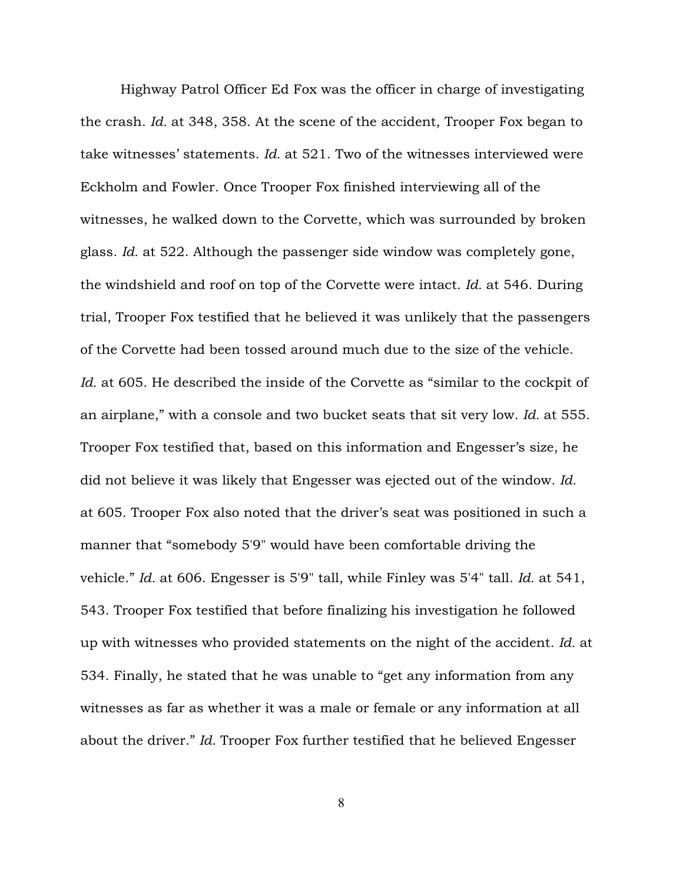Highway Patrol Officer Ed Fox was the officer in charge of investigating the crash. *Id.* at 348, 358. At the scene of the accident, Trooper Fox began to take witnesses' statements. *Id.* at 521. Two of the witnesses interviewed were Eckholm and Fowler. Once Trooper Fox finished interviewing all of the witnesses, he walked down to the Corvette, which was surrounded by broken glass. *Id.* at 522. Although the passenger side window was completely gone, the windshield and roof on top of the Corvette were intact. *Id.* at 546. During trial, Trooper Fox testified that he believed it was unlikely that the passengers of the Corvette had been tossed around much due to the size of the vehicle. *Id.* at 605. He described the inside of the Corvette as "similar to the cockpit of an airplane," with a console and two bucket seats that sit very low. *Id.* at 555. Trooper Fox testified that, based on this information and Engesser's size, he did not believe it was likely that Engesser was ejected out of the window. *Id.* at 605. Trooper Fox also noted that the driver's seat was positioned in such a manner that "somebody 5'9" would have been comfortable driving the vehicle." *Id.* at 606. Engesser is 5'9" tall, while Finley was 5'4" tall. *Id.* at 541, 543. Trooper Fox testified that before finalizing his investigation he followed up with witnesses who provided statements on the night of the accident. *Id.* at 534. Finally, he stated that he was unable to "get any information from any witnesses as far as whether it was a male or female or any information at all about the driver." *Id.* Trooper Fox further testified that he believed Engesser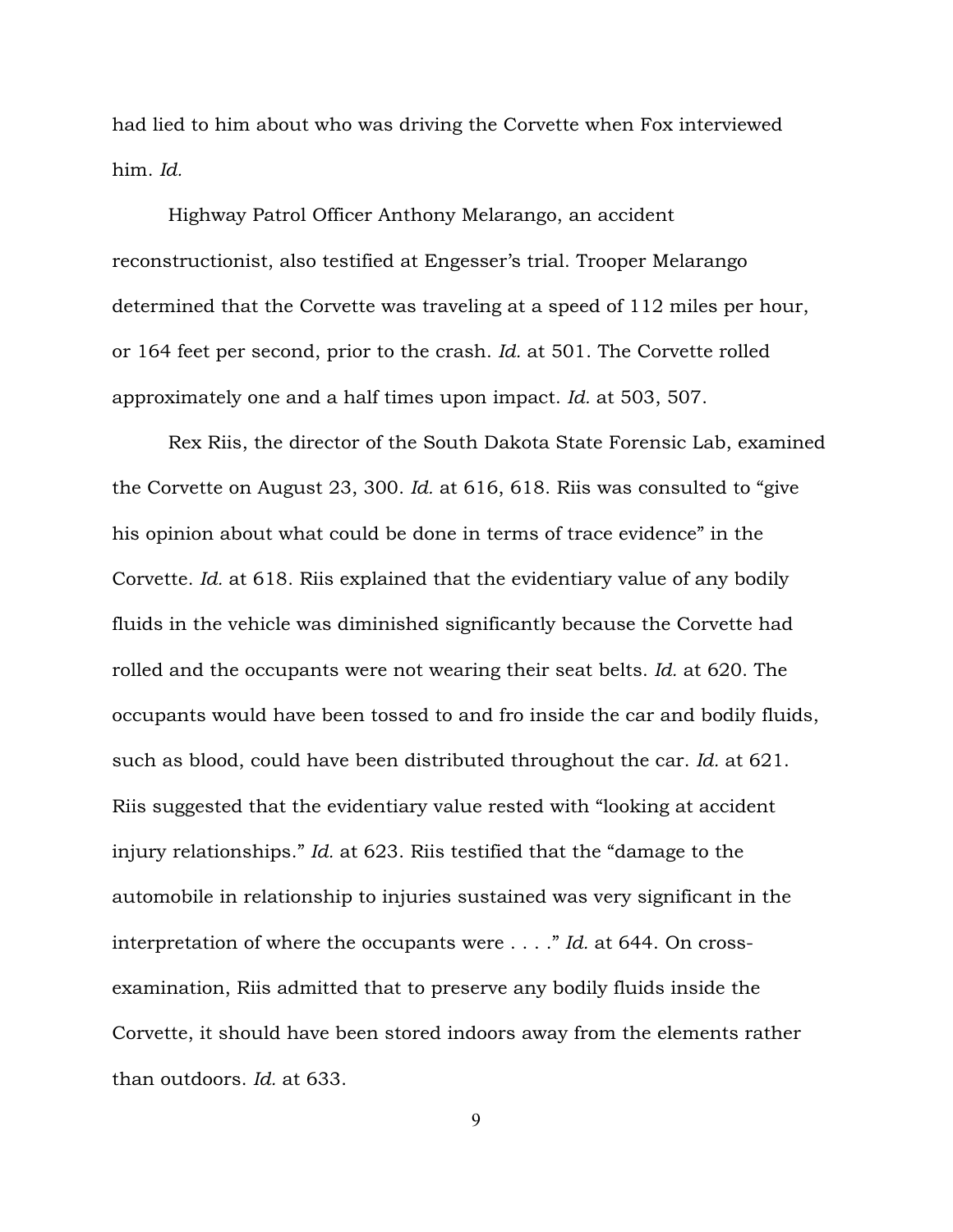had lied to him about who was driving the Corvette when Fox interviewed him. *Id.*

Highway Patrol Officer Anthony Melarango, an accident reconstructionist, also testified at Engesser's trial. Trooper Melarango determined that the Corvette was traveling at a speed of 112 miles per hour, or 164 feet per second, prior to the crash. *Id.* at 501. The Corvette rolled approximately one and a half times upon impact. *Id.* at 503, 507.

Rex Riis, the director of the South Dakota State Forensic Lab, examined the Corvette on August 23, 300. *Id.* at 616, 618. Riis was consulted to "give his opinion about what could be done in terms of trace evidence" in the Corvette. *Id.* at 618. Riis explained that the evidentiary value of any bodily fluids in the vehicle was diminished significantly because the Corvette had rolled and the occupants were not wearing their seat belts. *Id.* at 620. The occupants would have been tossed to and fro inside the car and bodily fluids, such as blood, could have been distributed throughout the car. *Id.* at 621. Riis suggested that the evidentiary value rested with "looking at accident injury relationships." *Id.* at 623. Riis testified that the "damage to the automobile in relationship to injuries sustained was very significant in the interpretation of where the occupants were . . . ." *Id.* at 644. On cross-examination, Riis admitted that to preserve any bodily fluids inside the Corvette, it should have been stored indoors away from the elements rather than outdoors. *Id.* at 633.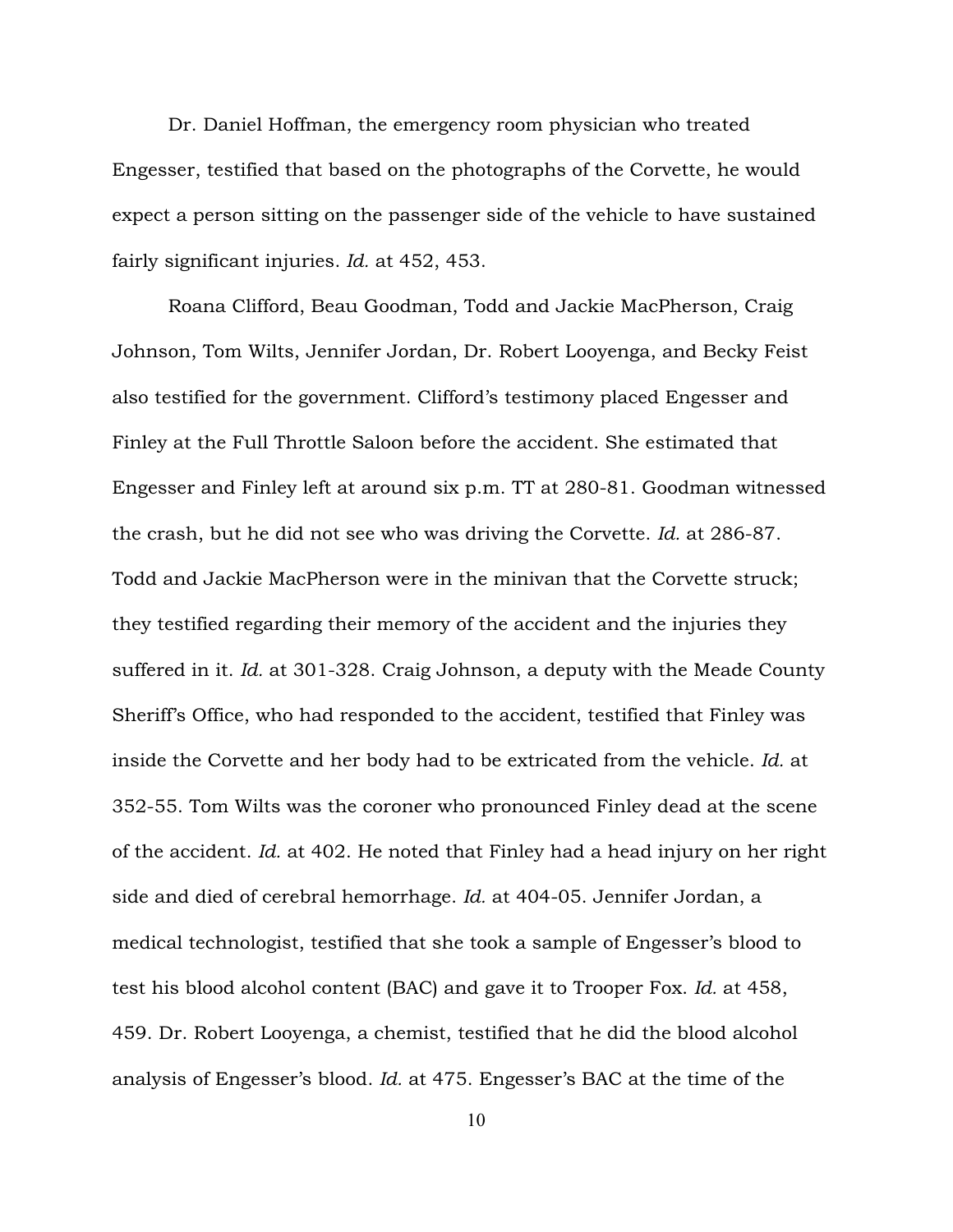Dr. Daniel Hoffman, the emergency room physician who treated Engesser, testified that based on the photographs of the Corvette, he would expect a person sitting on the passenger side of the vehicle to have sustained fairly significant injuries. *Id.* at 452, 453.

Roana Clifford, Beau Goodman, Todd and Jackie MacPherson, Craig Johnson, Tom Wilts, Jennifer Jordan, Dr. Robert Looyenga, and Becky Feist also testified for the government. Clifford's testimony placed Engesser and Finley at the Full Throttle Saloon before the accident. She estimated that Engesser and Finley left at around six p.m. TT at 280-81. Goodman witnessed the crash, but he did not see who was driving the Corvette. *Id.* at 286-87. Todd and Jackie MacPherson were in the minivan that the Corvette struck; they testified regarding their memory of the accident and the injuries they suffered in it. *Id.* at 301-328. Craig Johnson, a deputy with the Meade County Sheriff's Office, who had responded to the accident, testified that Finley was inside the Corvette and her body had to be extricated from the vehicle. *Id.* at 352-55. Tom Wilts was the coroner who pronounced Finley dead at the scene of the accident. *Id.* at 402. He noted that Finley had a head injury on her right side and died of cerebral hemorrhage. *Id.* at 404-05. Jennifer Jordan, a medical technologist, testified that she took a sample of Engesser's blood to test his blood alcohol content (BAC) and gave it to Trooper Fox. *Id.* at 458, 459. Dr. Robert Looyenga, a chemist, testified that he did the blood alcohol analysis of Engesser's blood. *Id.* at 475. Engesser's BAC at the time of the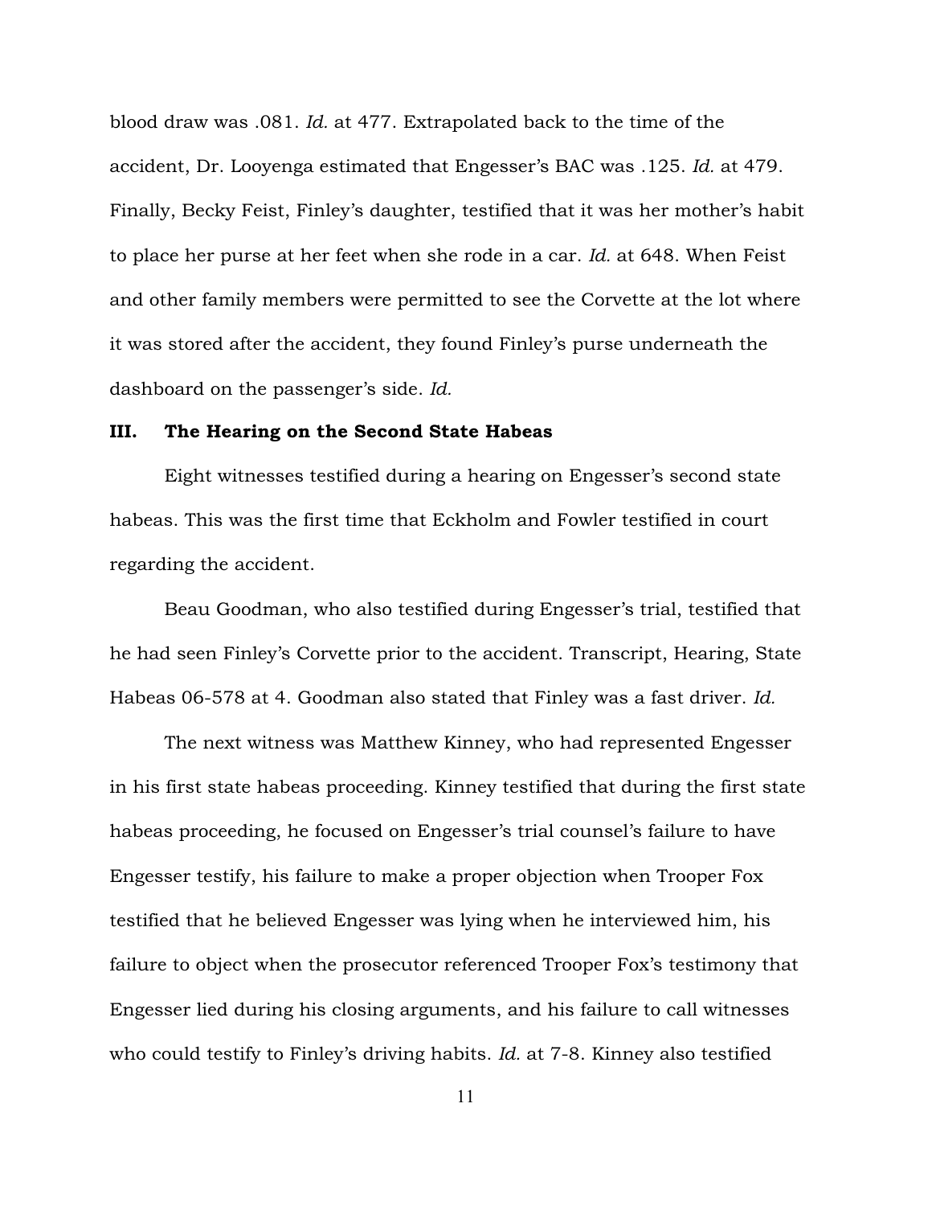blood draw was .081. *Id.* at 477. Extrapolated back to the time of the accident, Dr. Looyenga estimated that Engesser's BAC was .125. *Id.* at 479. Finally, Becky Feist, Finley's daughter, testified that it was her mother's habit to place her purse at her feet when she rode in a car. *Id.* at 648. When Feist and other family members were permitted to see the Corvette at the lot where it was stored after the accident, they found Finley's purse underneath the dashboard on the passenger's side. *Id.*

### III. The Hearing on the Second State Habeas

Eight witnesses testified during a hearing on Engesser's second state habeas. This was the first time that Eckholm and Fowler testified in court regarding the accident.

Beau Goodman, who also testified during Engesser's trial, testified that he had seen Finley's Corvette prior to the accident. Transcript, Hearing, State Habeas 06-578 at 4. Goodman also stated that Finley was a fast driver. *Id.*

The next witness was Matthew Kinney, who had represented Engesser in his first state habeas proceeding. Kinney testified that during the first state habeas proceeding, he focused on Engesser's trial counsel's failure to have Engesser testify, his failure to make a proper objection when Trooper Fox testified that he believed Engesser was lying when he interviewed him, his failure to object when the prosecutor referenced Trooper Fox's testimony that Engesser lied during his closing arguments, and his failure to call witnesses who could testify to Finley's driving habits. *Id.* at 7-8. Kinney also testified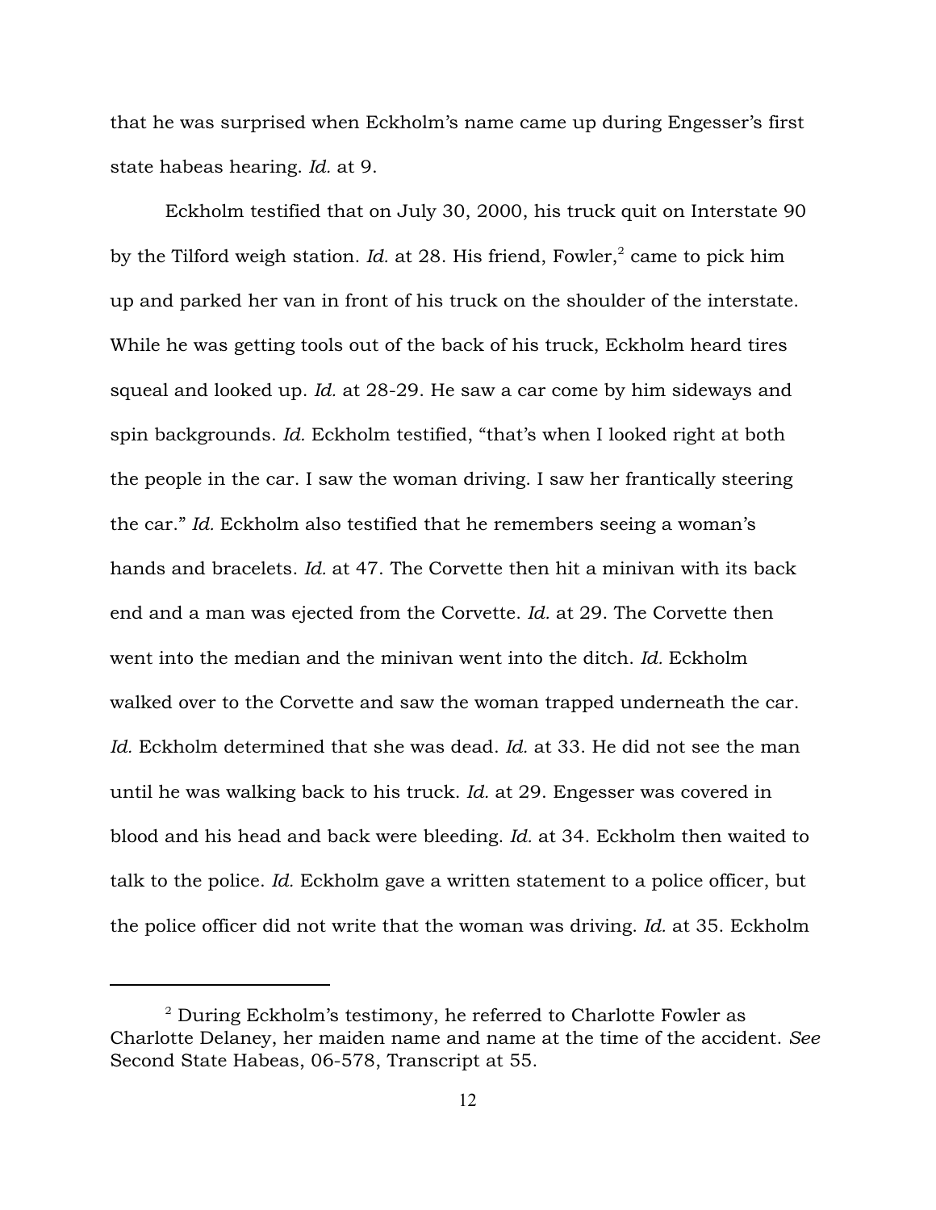that he was surprised when Eckholm's name came up during Engesser's first state habeas hearing. *Id.* at 9.

Eckholm testified that on July 30, 2000, his truck quit on Interstate 90 by the Tilford weigh station. *Id.* at 28. His friend, Fowler,[2] came to pick him up and parked her van in front of his truck on the shoulder of the interstate. While he was getting tools out of the back of his truck, Eckholm heard tires squeal and looked up. *Id.* at 28-29. He saw a car come by him sideways and spin backgrounds. *Id.* Eckholm testified, "that's when I looked right at both the people in the car. I saw the woman driving. I saw her frantically steering the car." *Id.* Eckholm also testified that he remembers seeing a woman's hands and bracelets. *Id.* at 47. The Corvette then hit a minivan with its back end and a man was ejected from the Corvette. *Id.* at 29. The Corvette then went into the median and the minivan went into the ditch. *Id.* Eckholm walked over to the Corvette and saw the woman trapped underneath the car. *Id.* Eckholm determined that she was dead. *Id.* at 33. He did not see the man until he was walking back to his truck. *Id.* at 29. Engesser was covered in blood and his head and back were bleeding. *Id.* at 34. Eckholm then waited to talk to the police. *Id.* Eckholm gave a written statement to a police officer, but the police officer did not write that the woman was driving. *Id.* at 35. Eckholm

---

[2] During Eckholm's testimony, he referred to Charlotte Fowler as Charlotte Delaney, her maiden name and name at the time of the accident. *See* Second State Habeas, 06-578, Transcript at 55.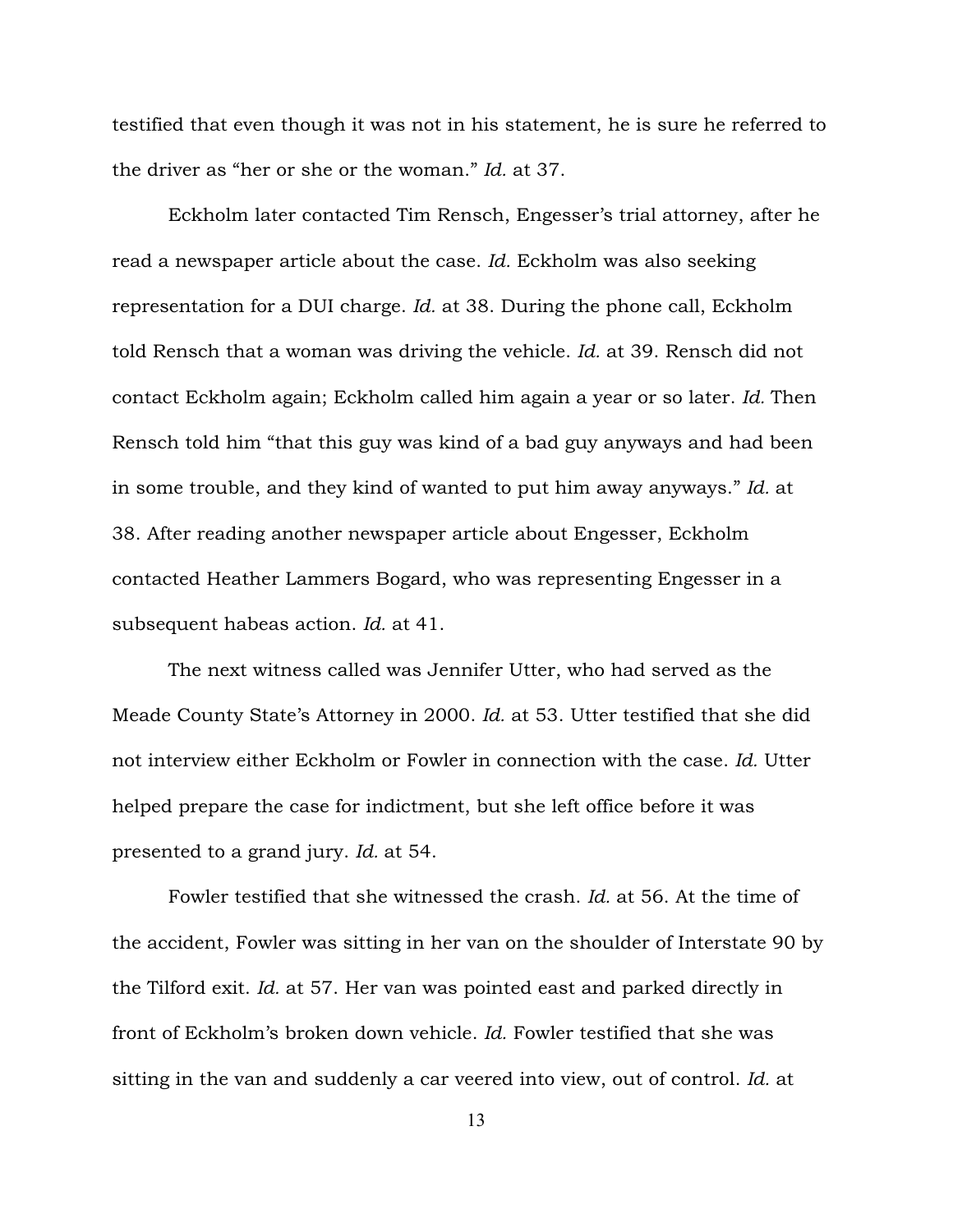testified that even though it was not in his statement, he is sure he referred to the driver as "her or she or the woman." *Id.* at 37.

Eckholm later contacted Tim Rensch, Engesser's trial attorney, after he read a newspaper article about the case. *Id.* Eckholm was also seeking representation for a DUI charge. *Id.* at 38. During the phone call, Eckholm told Rensch that a woman was driving the vehicle. *Id.* at 39. Rensch did not contact Eckholm again; Eckholm called him again a year or so later. *Id.* Then Rensch told him "that this guy was kind of a bad guy anyways and had been in some trouble, and they kind of wanted to put him away anyways." *Id.* at 38. After reading another newspaper article about Engesser, Eckholm contacted Heather Lammers Bogard, who was representing Engesser in a subsequent habeas action. *Id.* at 41.

The next witness called was Jennifer Utter, who had served as the Meade County State's Attorney in 2000. *Id.* at 53. Utter testified that she did not interview either Eckholm or Fowler in connection with the case. *Id.* Utter helped prepare the case for indictment, but she left office before it was presented to a grand jury. *Id.* at 54.

Fowler testified that she witnessed the crash. *Id.* at 56. At the time of the accident, Fowler was sitting in her van on the shoulder of Interstate 90 by the Tilford exit. *Id.* at 57. Her van was pointed east and parked directly in front of Eckholm's broken down vehicle. *Id.* Fowler testified that she was sitting in the van and suddenly a car veered into view, out of control. *Id.* at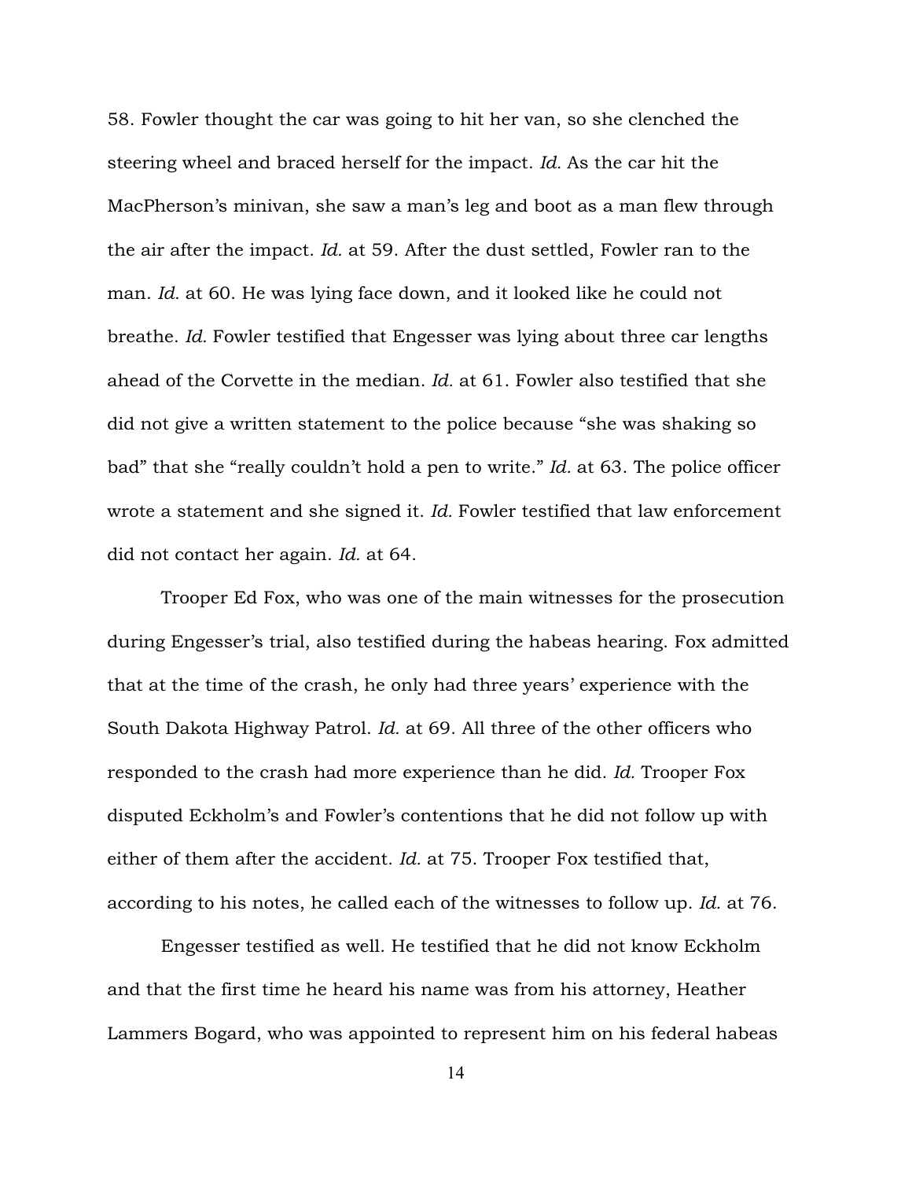58. Fowler thought the car was going to hit her van, so she clenched the steering wheel and braced herself for the impact. *Id.* As the car hit the MacPherson's minivan, she saw a man's leg and boot as a man flew through the air after the impact. *Id.* at 59. After the dust settled, Fowler ran to the man. *Id.* at 60. He was lying face down, and it looked like he could not breathe. *Id.* Fowler testified that Engesser was lying about three car lengths ahead of the Corvette in the median. *Id.* at 61. Fowler also testified that she did not give a written statement to the police because "she was shaking so bad" that she "really couldn't hold a pen to write." *Id.* at 63. The police officer wrote a statement and she signed it. *Id.* Fowler testified that law enforcement did not contact her again. *Id.* at 64.

Trooper Ed Fox, who was one of the main witnesses for the prosecution during Engesser's trial, also testified during the habeas hearing. Fox admitted that at the time of the crash, he only had three years' experience with the South Dakota Highway Patrol. *Id.* at 69. All three of the other officers who responded to the crash had more experience than he did. *Id.* Trooper Fox disputed Eckholm's and Fowler's contentions that he did not follow up with either of them after the accident. *Id.* at 75. Trooper Fox testified that, according to his notes, he called each of the witnesses to follow up. *Id.* at 76.

Engesser testified as well. He testified that he did not know Eckholm and that the first time he heard his name was from his attorney, Heather Lammers Bogard, who was appointed to represent him on his federal habeas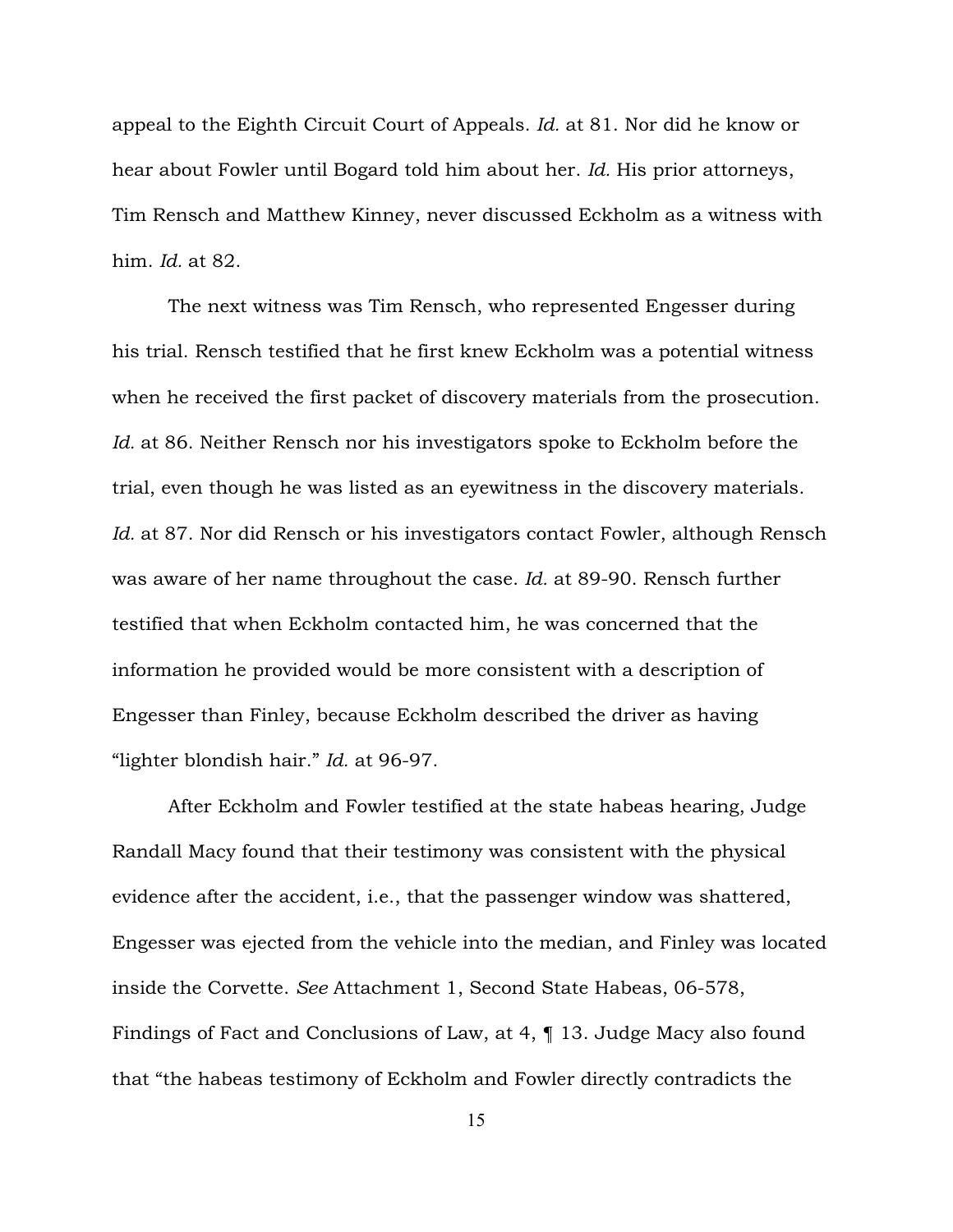appeal to the Eighth Circuit Court of Appeals. *Id.* at 81. Nor did he know or hear about Fowler until Bogard told him about her. *Id.* His prior attorneys, Tim Rensch and Matthew Kinney, never discussed Eckholm as a witness with him. *Id.* at 82.

The next witness was Tim Rensch, who represented Engesser during his trial. Rensch testified that he first knew Eckholm was a potential witness when he received the first packet of discovery materials from the prosecution. *Id.* at 86. Neither Rensch nor his investigators spoke to Eckholm before the trial, even though he was listed as an eyewitness in the discovery materials. *Id.* at 87. Nor did Rensch or his investigators contact Fowler, although Rensch was aware of her name throughout the case. *Id.* at 89-90. Rensch further testified that when Eckholm contacted him, he was concerned that the information he provided would be more consistent with a description of Engesser than Finley, because Eckholm described the driver as having "lighter blondish hair." *Id.* at 96-97.

After Eckholm and Fowler testified at the state habeas hearing, Judge Randall Macy found that their testimony was consistent with the physical evidence after the accident, i.e., that the passenger window was shattered, Engesser was ejected from the vehicle into the median, and Finley was located inside the Corvette. *See* Attachment 1, Second State Habeas, 06-578, Findings of Fact and Conclusions of Law, at 4, ¶ 13. Judge Macy also found that "the habeas testimony of Eckholm and Fowler directly contradicts the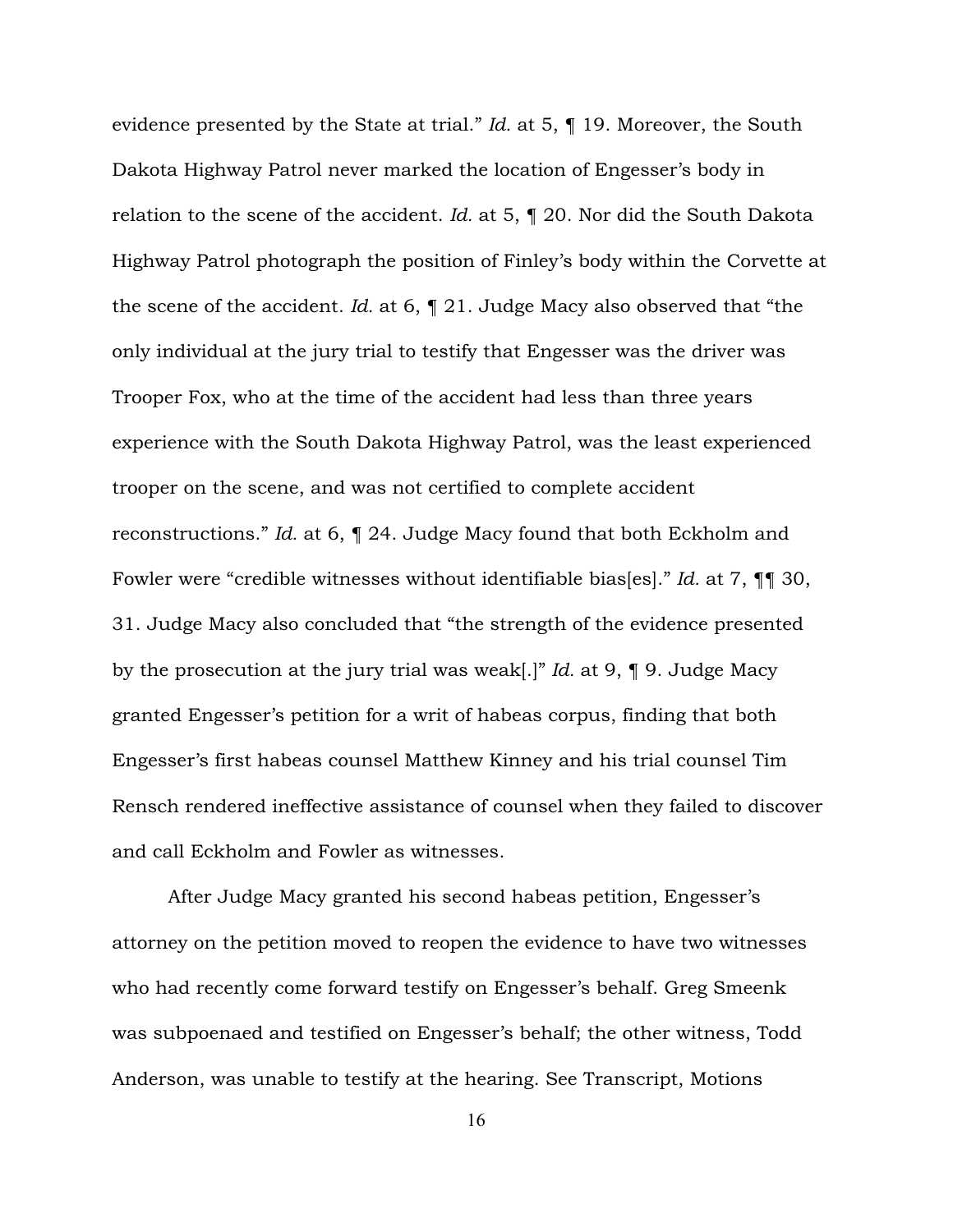evidence presented by the State at trial." *Id.* at 5, ¶ 19. Moreover, the South Dakota Highway Patrol never marked the location of Engesser's body in relation to the scene of the accident. *Id.* at 5, ¶ 20. Nor did the South Dakota Highway Patrol photograph the position of Finley's body within the Corvette at the scene of the accident. *Id.* at 6, ¶ 21. Judge Macy also observed that "the only individual at the jury trial to testify that Engesser was the driver was Trooper Fox, who at the time of the accident had less than three years experience with the South Dakota Highway Patrol, was the least experienced trooper on the scene, and was not certified to complete accident reconstructions." *Id.* at 6, ¶ 24. Judge Macy found that both Eckholm and Fowler were "credible witnesses without identifiable bias[es]." *Id.* at 7, ¶¶ 30, 31. Judge Macy also concluded that "the strength of the evidence presented by the prosecution at the jury trial was weak[.]" *Id.* at 9, ¶ 9. Judge Macy granted Engesser's petition for a writ of habeas corpus, finding that both Engesser's first habeas counsel Matthew Kinney and his trial counsel Tim Rensch rendered ineffective assistance of counsel when they failed to discover and call Eckholm and Fowler as witnesses.

After Judge Macy granted his second habeas petition, Engesser's attorney on the petition moved to reopen the evidence to have two witnesses who had recently come forward testify on Engesser's behalf. Greg Smeenk was subpoenaed and testified on Engesser's behalf; the other witness, Todd Anderson, was unable to testify at the hearing. See Transcript, Motions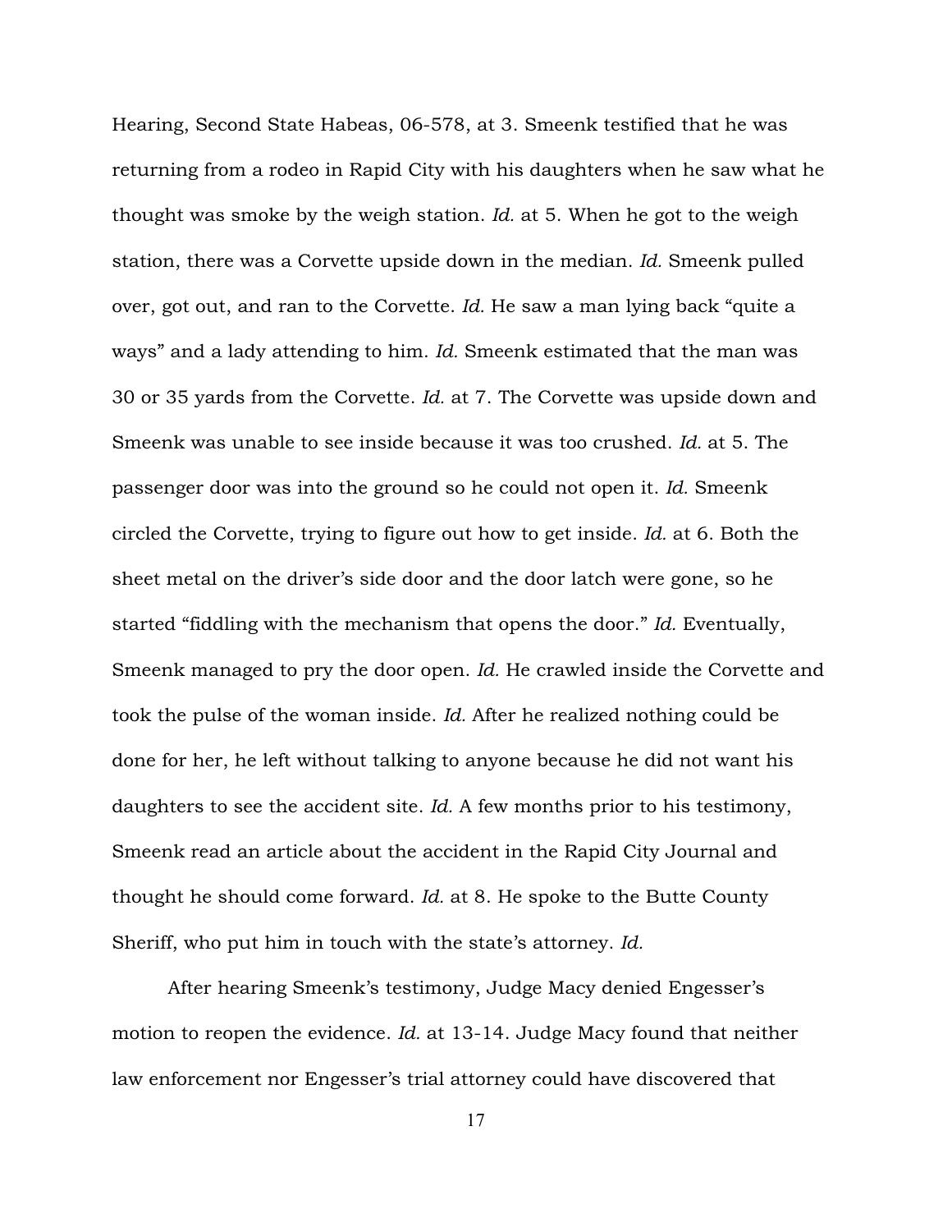Hearing, Second State Habeas, 06-578, at 3. Smeenk testified that he was returning from a rodeo in Rapid City with his daughters when he saw what he thought was smoke by the weigh station. *Id.* at 5. When he got to the weigh station, there was a Corvette upside down in the median. *Id.* Smeenk pulled over, got out, and ran to the Corvette. *Id.* He saw a man lying back "quite a ways" and a lady attending to him. *Id.* Smeenk estimated that the man was 30 or 35 yards from the Corvette. *Id.* at 7. The Corvette was upside down and Smeenk was unable to see inside because it was too crushed. *Id.* at 5. The passenger door was into the ground so he could not open it. *Id.* Smeenk circled the Corvette, trying to figure out how to get inside. *Id.* at 6. Both the sheet metal on the driver's side door and the door latch were gone, so he started "fiddling with the mechanism that opens the door." *Id.* Eventually, Smeenk managed to pry the door open. *Id.* He crawled inside the Corvette and took the pulse of the woman inside. *Id.* After he realized nothing could be done for her, he left without talking to anyone because he did not want his daughters to see the accident site. *Id.* A few months prior to his testimony, Smeenk read an article about the accident in the Rapid City Journal and thought he should come forward. *Id.* at 8. He spoke to the Butte County Sheriff, who put him in touch with the state's attorney. *Id.*

After hearing Smeenk's testimony, Judge Macy denied Engesser's motion to reopen the evidence. *Id.* at 13-14. Judge Macy found that neither law enforcement nor Engesser's trial attorney could have discovered that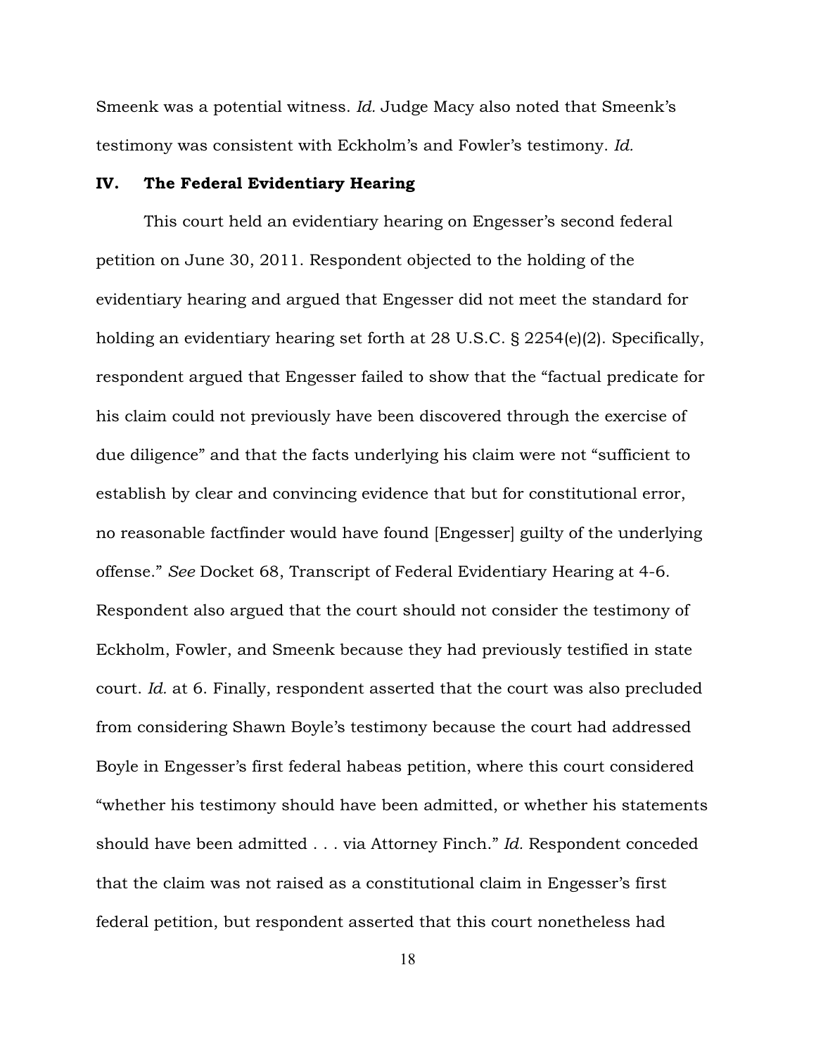Smeenk was a potential witness. *Id.* Judge Macy also noted that Smeenk's testimony was consistent with Eckholm's and Fowler's testimony. *Id.*

## IV. The Federal Evidentiary Hearing

This court held an evidentiary hearing on Engesser's second federal petition on June 30, 2011. Respondent objected to the holding of the evidentiary hearing and argued that Engesser did not meet the standard for holding an evidentiary hearing set forth at 28 U.S.C. § 2254(e)(2). Specifically, respondent argued that Engesser failed to show that the "factual predicate for his claim could not previously have been discovered through the exercise of due diligence" and that the facts underlying his claim were not "sufficient to establish by clear and convincing evidence that but for constitutional error, no reasonable factfinder would have found [Engesser] guilty of the underlying offense." *See* Docket 68, Transcript of Federal Evidentiary Hearing at 4-6. Respondent also argued that the court should not consider the testimony of Eckholm, Fowler, and Smeenk because they had previously testified in state court. *Id.* at 6. Finally, respondent asserted that the court was also precluded from considering Shawn Boyle's testimony because the court had addressed Boyle in Engesser's first federal habeas petition, where this court considered "whether his testimony should have been admitted, or whether his statements should have been admitted . . . via Attorney Finch." *Id.* Respondent conceded that the claim was not raised as a constitutional claim in Engesser's first federal petition, but respondent asserted that this court nonetheless had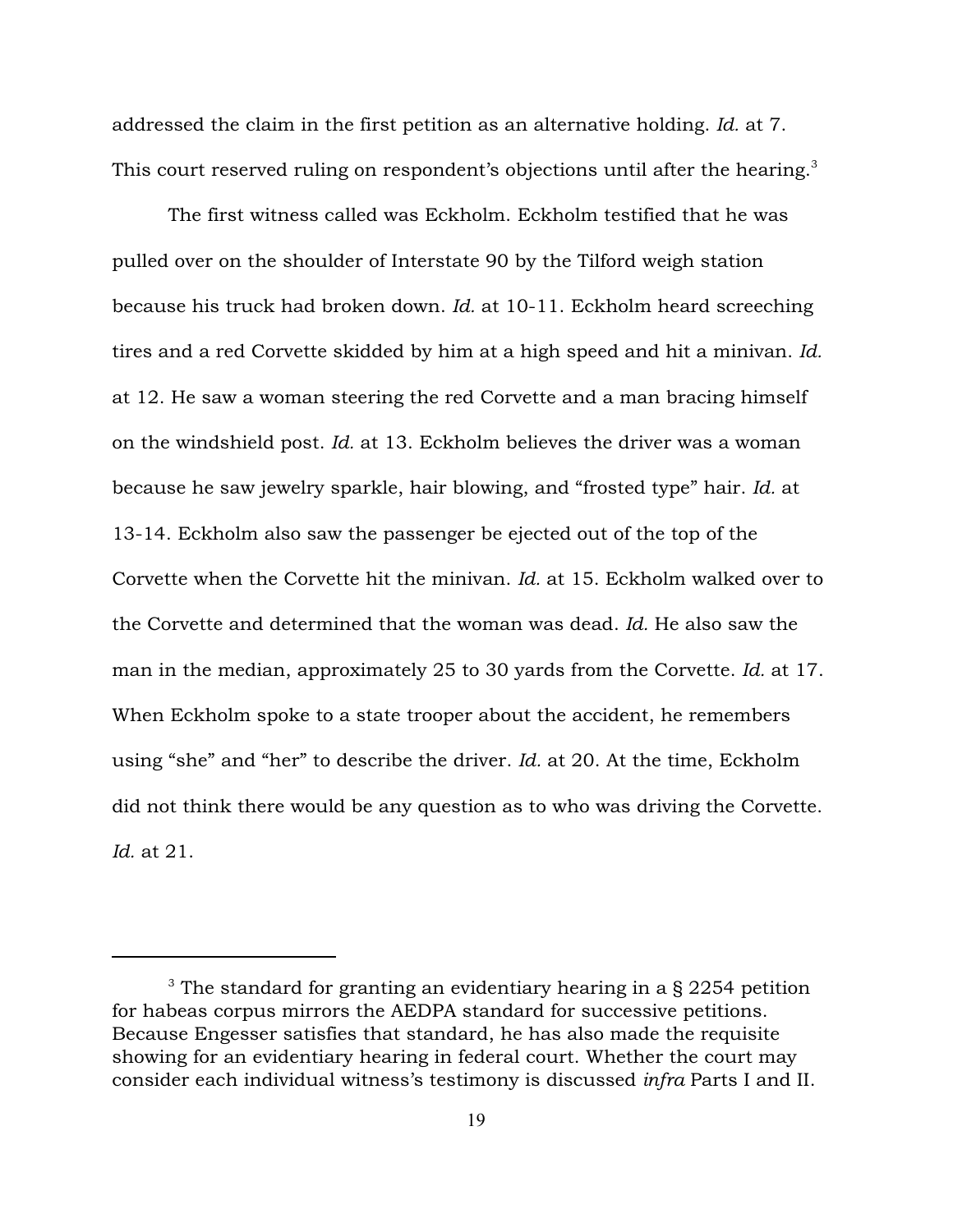addressed the claim in the first petition as an alternative holding. *Id.* at 7. This court reserved ruling on respondent's objections until after the hearing.[3]

The first witness called was Eckholm. Eckholm testified that he was pulled over on the shoulder of Interstate 90 by the Tilford weigh station because his truck had broken down. *Id.* at 10-11. Eckholm heard screeching tires and a red Corvette skidded by him at a high speed and hit a minivan. *Id.* at 12. He saw a woman steering the red Corvette and a man bracing himself on the windshield post. *Id.* at 13. Eckholm believes the driver was a woman because he saw jewelry sparkle, hair blowing, and "frosted type" hair. *Id.* at 13-14. Eckholm also saw the passenger be ejected out of the top of the Corvette when the Corvette hit the minivan. *Id.* at 15. Eckholm walked over to the Corvette and determined that the woman was dead. *Id.* He also saw the man in the median, approximately 25 to 30 yards from the Corvette. *Id.* at 17. When Eckholm spoke to a state trooper about the accident, he remembers using "she" and "her" to describe the driver. *Id.* at 20. At the time, Eckholm did not think there would be any question as to who was driving the Corvette. *Id.* at 21.

---

[3] The standard for granting an evidentiary hearing in a § 2254 petition for habeas corpus mirrors the AEDPA standard for successive petitions. Because Engesser satisfies that standard, he has also made the requisite showing for an evidentiary hearing in federal court. Whether the court may consider each individual witness's testimony is discussed *infra* Parts I and II.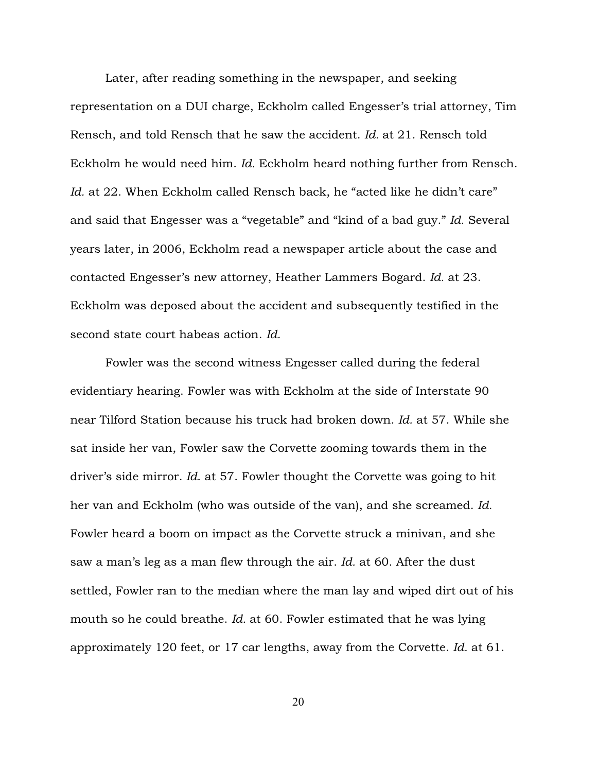Later, after reading something in the newspaper, and seeking representation on a DUI charge, Eckholm called Engesser's trial attorney, Tim Rensch, and told Rensch that he saw the accident. *Id.* at 21. Rensch told Eckholm he would need him. *Id.* Eckholm heard nothing further from Rensch. *Id.* at 22. When Eckholm called Rensch back, he "acted like he didn't care" and said that Engesser was a "vegetable" and "kind of a bad guy." *Id.* Several years later, in 2006, Eckholm read a newspaper article about the case and contacted Engesser's new attorney, Heather Lammers Bogard. *Id.* at 23. Eckholm was deposed about the accident and subsequently testified in the second state court habeas action. *Id.*

Fowler was the second witness Engesser called during the federal evidentiary hearing. Fowler was with Eckholm at the side of Interstate 90 near Tilford Station because his truck had broken down. *Id.* at 57. While she sat inside her van, Fowler saw the Corvette zooming towards them in the driver's side mirror. *Id.* at 57. Fowler thought the Corvette was going to hit her van and Eckholm (who was outside of the van), and she screamed. *Id.* Fowler heard a boom on impact as the Corvette struck a minivan, and she saw a man's leg as a man flew through the air. *Id.* at 60. After the dust settled, Fowler ran to the median where the man lay and wiped dirt out of his mouth so he could breathe. *Id.* at 60. Fowler estimated that he was lying approximately 120 feet, or 17 car lengths, away from the Corvette. *Id.* at 61.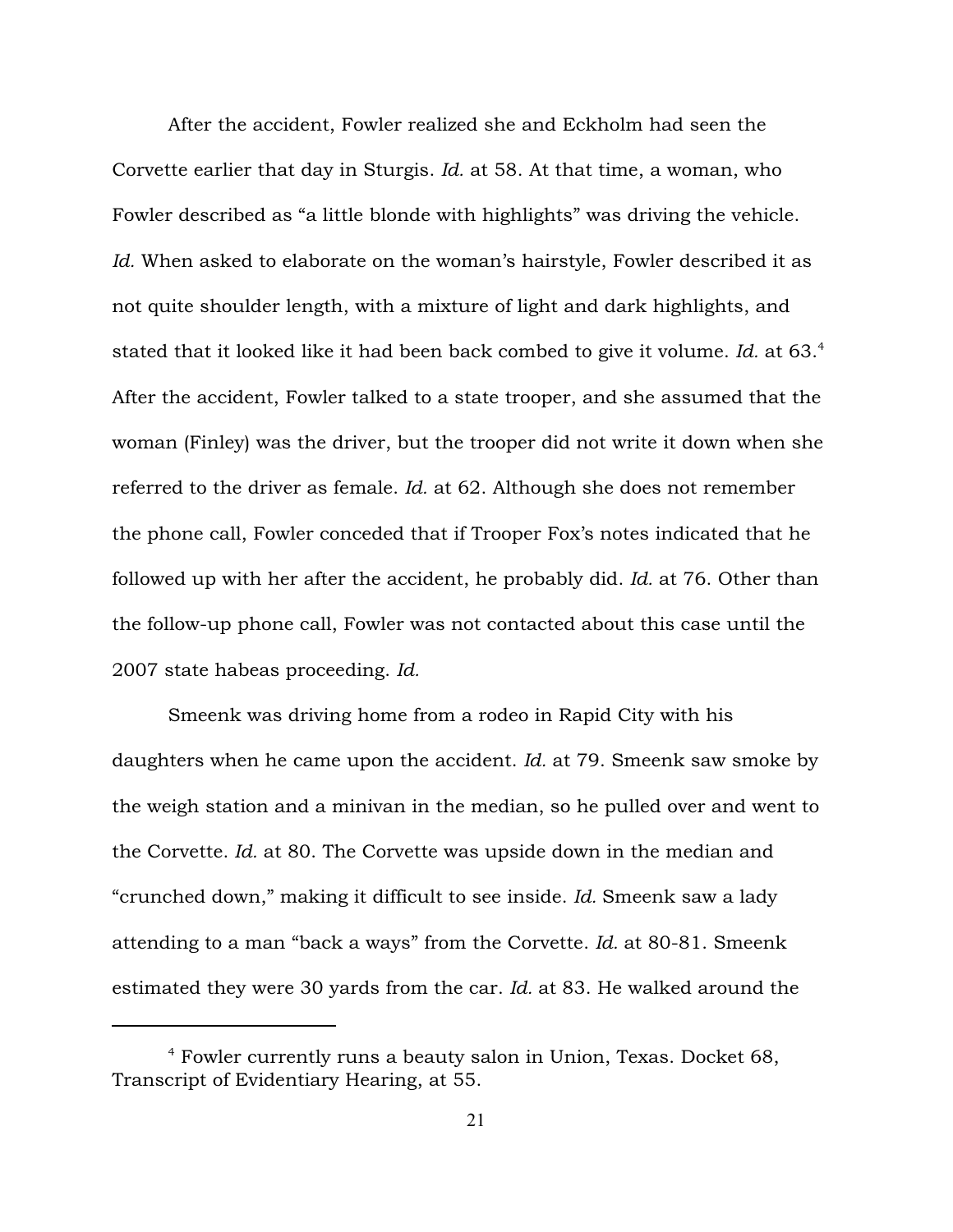After the accident, Fowler realized she and Eckholm had seen the Corvette earlier that day in Sturgis. *Id.* at 58. At that time, a woman, who Fowler described as "a little blonde with highlights" was driving the vehicle. *Id.* When asked to elaborate on the woman's hairstyle, Fowler described it as not quite shoulder length, with a mixture of light and dark highlights, and stated that it looked like it had been back combed to give it volume. *Id.* at 63.[4] After the accident, Fowler talked to a state trooper, and she assumed that the woman (Finley) was the driver, but the trooper did not write it down when she referred to the driver as female. *Id.* at 62. Although she does not remember the phone call, Fowler conceded that if Trooper Fox's notes indicated that he followed up with her after the accident, he probably did. *Id.* at 76. Other than the follow-up phone call, Fowler was not contacted about this case until the 2007 state habeas proceeding. *Id.*

Smeenk was driving home from a rodeo in Rapid City with his daughters when he came upon the accident. *Id.* at 79. Smeenk saw smoke by the weigh station and a minivan in the median, so he pulled over and went to the Corvette. *Id.* at 80. The Corvette was upside down in the median and "crunched down," making it difficult to see inside. *Id.* Smeenk saw a lady attending to a man "back a ways" from the Corvette. *Id.* at 80-81. Smeenk estimated they were 30 yards from the car. *Id.* at 83. He walked around the

---

[4] Fowler currently runs a beauty salon in Union, Texas. Docket 68, Transcript of Evidentiary Hearing, at 55.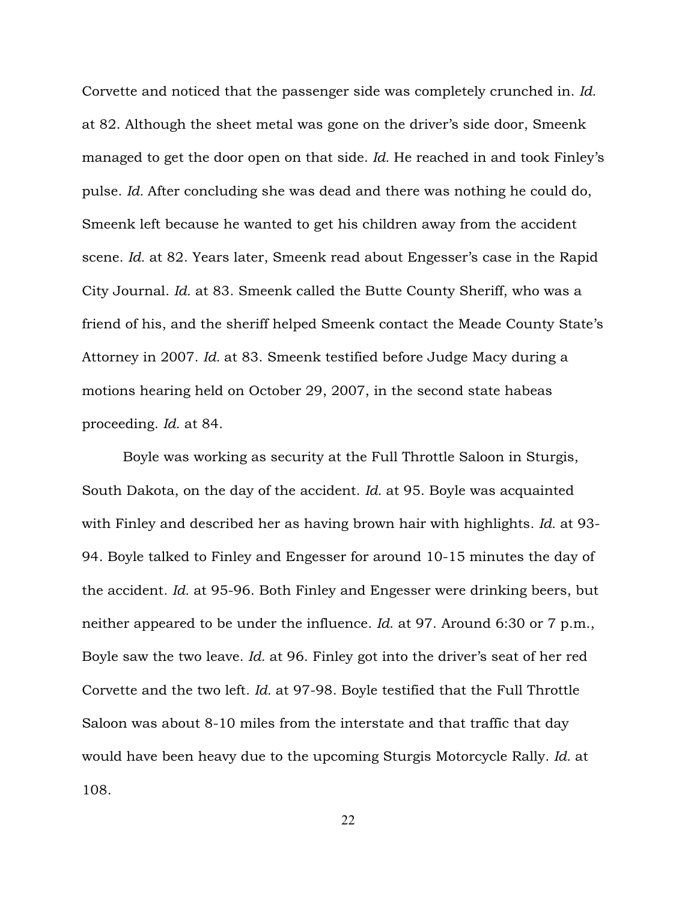Corvette and noticed that the passenger side was completely crunched in. *Id.* at 82. Although the sheet metal was gone on the driver's side door, Smeenk managed to get the door open on that side. *Id.* He reached in and took Finley's pulse. *Id.* After concluding she was dead and there was nothing he could do, Smeenk left because he wanted to get his children away from the accident scene. *Id.* at 82. Years later, Smeenk read about Engesser's case in the Rapid City Journal. *Id.* at 83. Smeenk called the Butte County Sheriff, who was a friend of his, and the sheriff helped Smeenk contact the Meade County State's Attorney in 2007. *Id.* at 83. Smeenk testified before Judge Macy during a motions hearing held on October 29, 2007, in the second state habeas proceeding. *Id.* at 84.

Boyle was working as security at the Full Throttle Saloon in Sturgis, South Dakota, on the day of the accident. *Id.* at 95. Boyle was acquainted with Finley and described her as having brown hair with highlights. *Id.* at 93-94. Boyle talked to Finley and Engesser for around 10-15 minutes the day of the accident. *Id.* at 95-96. Both Finley and Engesser were drinking beers, but neither appeared to be under the influence. *Id.* at 97. Around 6:30 or 7 p.m., Boyle saw the two leave. *Id.* at 96. Finley got into the driver's seat of her red Corvette and the two left. *Id.* at 97-98. Boyle testified that the Full Throttle Saloon was about 8-10 miles from the interstate and that traffic that day would have been heavy due to the upcoming Sturgis Motorcycle Rally. *Id.* at 108.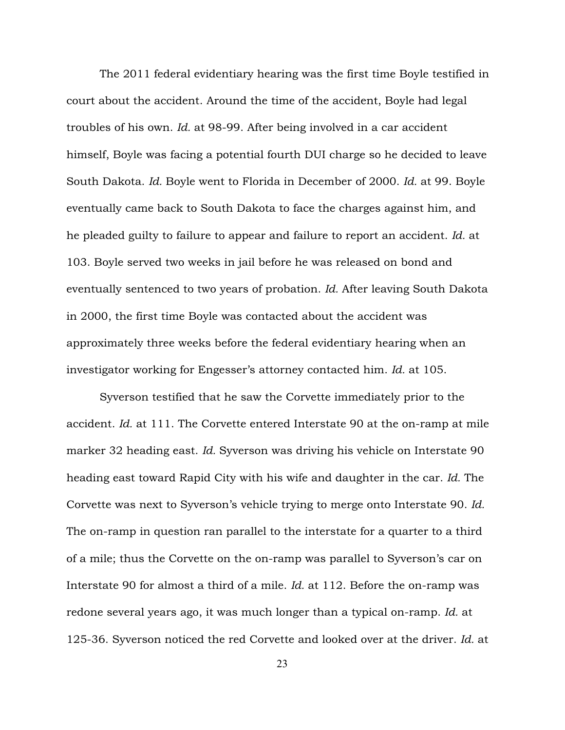The 2011 federal evidentiary hearing was the first time Boyle testified in court about the accident. Around the time of the accident, Boyle had legal troubles of his own. *Id.* at 98-99. After being involved in a car accident himself, Boyle was facing a potential fourth DUI charge so he decided to leave South Dakota. *Id.* Boyle went to Florida in December of 2000. *Id.* at 99. Boyle eventually came back to South Dakota to face the charges against him, and he pleaded guilty to failure to appear and failure to report an accident. *Id.* at 103. Boyle served two weeks in jail before he was released on bond and eventually sentenced to two years of probation. *Id.* After leaving South Dakota in 2000, the first time Boyle was contacted about the accident was approximately three weeks before the federal evidentiary hearing when an investigator working for Engesser's attorney contacted him. *Id.* at 105.

Syverson testified that he saw the Corvette immediately prior to the accident. *Id.* at 111. The Corvette entered Interstate 90 at the on-ramp at mile marker 32 heading east. *Id.* Syverson was driving his vehicle on Interstate 90 heading east toward Rapid City with his wife and daughter in the car. *Id.* The Corvette was next to Syverson's vehicle trying to merge onto Interstate 90. *Id.* The on-ramp in question ran parallel to the interstate for a quarter to a third of a mile; thus the Corvette on the on-ramp was parallel to Syverson's car on Interstate 90 for almost a third of a mile. *Id.* at 112. Before the on-ramp was redone several years ago, it was much longer than a typical on-ramp. *Id.* at 125-36. Syverson noticed the red Corvette and looked over at the driver. *Id.* at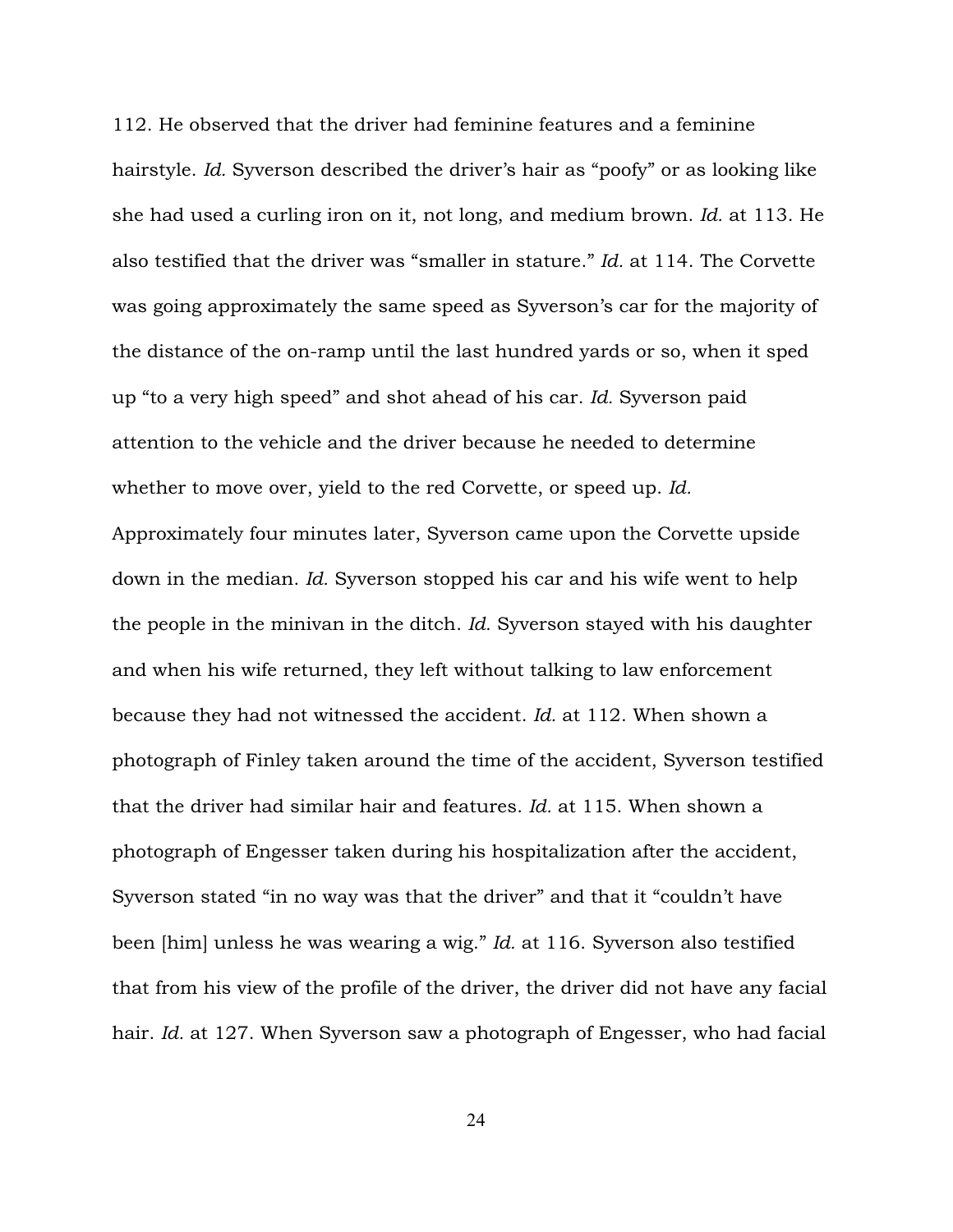112. He observed that the driver had feminine features and a feminine hairstyle. *Id.* Syverson described the driver's hair as "poofy" or as looking like she had used a curling iron on it, not long, and medium brown. *Id.* at 113. He also testified that the driver was "smaller in stature." *Id.* at 114. The Corvette was going approximately the same speed as Syverson's car for the majority of the distance of the on-ramp until the last hundred yards or so, when it sped up "to a very high speed" and shot ahead of his car. *Id.* Syverson paid attention to the vehicle and the driver because he needed to determine whether to move over, yield to the red Corvette, or speed up. *Id.* Approximately four minutes later, Syverson came upon the Corvette upside down in the median. *Id.* Syverson stopped his car and his wife went to help the people in the minivan in the ditch. *Id.* Syverson stayed with his daughter and when his wife returned, they left without talking to law enforcement because they had not witnessed the accident. *Id.* at 112. When shown a photograph of Finley taken around the time of the accident, Syverson testified that the driver had similar hair and features. *Id.* at 115. When shown a photograph of Engesser taken during his hospitalization after the accident, Syverson stated "in no way was that the driver" and that it "couldn't have been [him] unless he was wearing a wig." *Id.* at 116. Syverson also testified that from his view of the profile of the driver, the driver did not have any facial hair. *Id.* at 127. When Syverson saw a photograph of Engesser, who had facial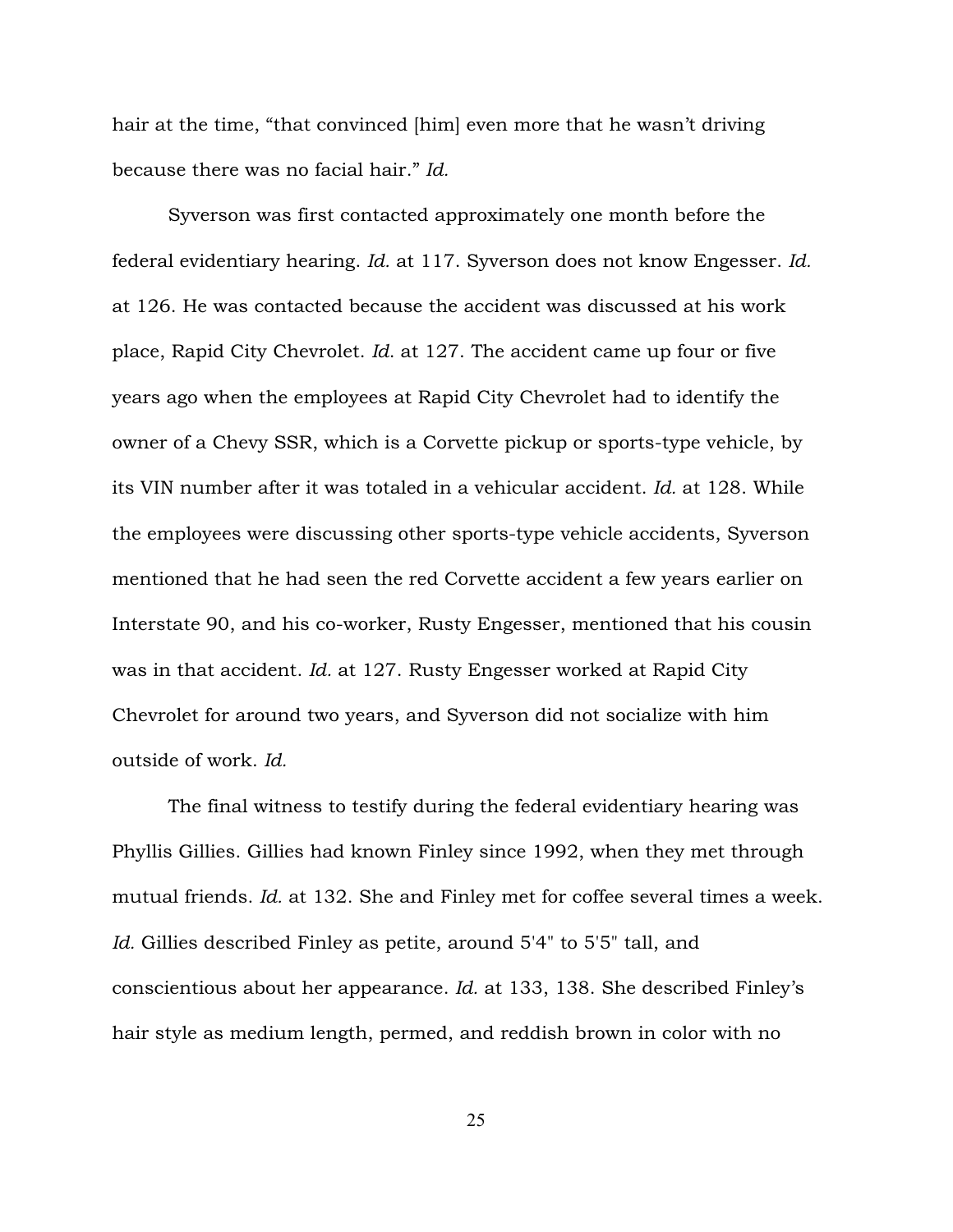hair at the time, "that convinced [him] even more that he wasn't driving because there was no facial hair." *Id.*

Syverson was first contacted approximately one month before the federal evidentiary hearing. *Id.* at 117. Syverson does not know Engesser. *Id.* at 126. He was contacted because the accident was discussed at his work place, Rapid City Chevrolet. *Id.* at 127. The accident came up four or five years ago when the employees at Rapid City Chevrolet had to identify the owner of a Chevy SSR, which is a Corvette pickup or sports-type vehicle, by its VIN number after it was totaled in a vehicular accident. *Id.* at 128. While the employees were discussing other sports-type vehicle accidents, Syverson mentioned that he had seen the red Corvette accident a few years earlier on Interstate 90, and his co-worker, Rusty Engesser, mentioned that his cousin was in that accident. *Id.* at 127. Rusty Engesser worked at Rapid City Chevrolet for around two years, and Syverson did not socialize with him outside of work. *Id.*

The final witness to testify during the federal evidentiary hearing was Phyllis Gillies. Gillies had known Finley since 1992, when they met through mutual friends. *Id.* at 132. She and Finley met for coffee several times a week. *Id.* Gillies described Finley as petite, around 5'4" to 5'5" tall, and conscientious about her appearance. *Id.* at 133, 138. She described Finley's hair style as medium length, permed, and reddish brown in color with no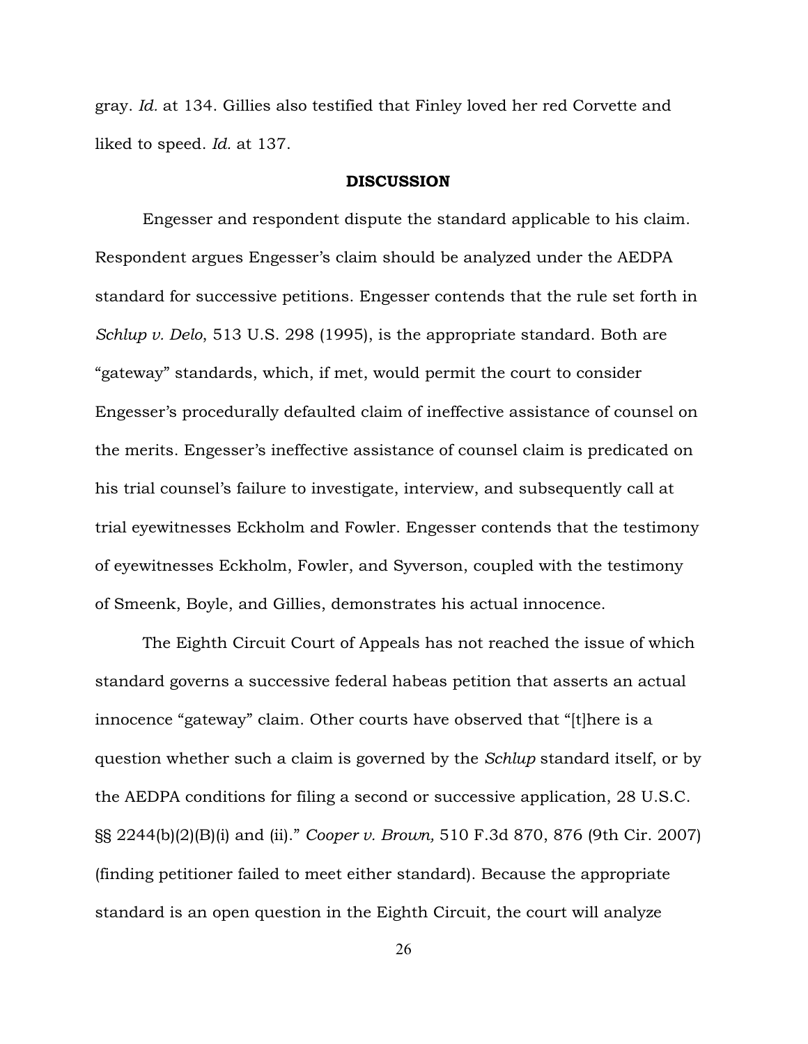gray. *Id.* at 134. Gillies also testified that Finley loved her red Corvette and liked to speed. *Id.* at 137.

**DISCUSSION**

Engesser and respondent dispute the standard applicable to his claim. Respondent argues Engesser's claim should be analyzed under the AEDPA standard for successive petitions. Engesser contends that the rule set forth in *Schlup v. Delo,* 513 U.S. 298 (1995), is the appropriate standard. Both are "gateway" standards, which, if met, would permit the court to consider Engesser's procedurally defaulted claim of ineffective assistance of counsel on the merits. Engesser's ineffective assistance of counsel claim is predicated on his trial counsel's failure to investigate, interview, and subsequently call at trial eyewitnesses Eckholm and Fowler. Engesser contends that the testimony of eyewitnesses Eckholm, Fowler, and Syverson, coupled with the testimony of Smeenk, Boyle, and Gillies, demonstrates his actual innocence.

The Eighth Circuit Court of Appeals has not reached the issue of which standard governs a successive federal habeas petition that asserts an actual innocence "gateway" claim. Other courts have observed that "[t]here is a question whether such a claim is governed by the *Schlup* standard itself, or by the AEDPA conditions for filing a second or successive application, 28 U.S.C. §§ 2244(b)(2)(B)(i) and (ii)." *Cooper v. Brown,* 510 F.3d 870, 876 (9th Cir. 2007) (finding petitioner failed to meet either standard). Because the appropriate standard is an open question in the Eighth Circuit, the court will analyze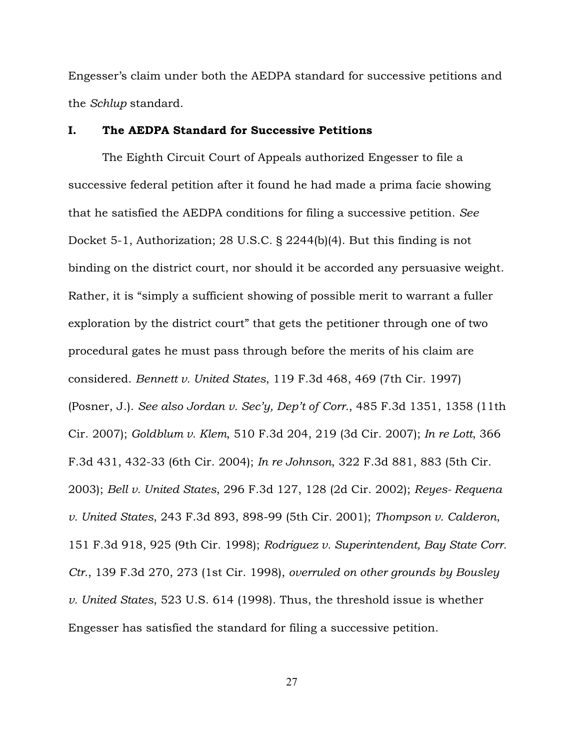Engesser's claim under both the AEDPA standard for successive petitions and the *Schlup* standard.

## I. The AEDPA Standard for Successive Petitions

The Eighth Circuit Court of Appeals authorized Engesser to file a successive federal petition after it found he had made a prima facie showing that he satisfied the AEDPA conditions for filing a successive petition. *See* Docket 5-1, Authorization; 28 U.S.C. § 2244(b)(4). But this finding is not binding on the district court, nor should it be accorded any persuasive weight. Rather, it is "simply a sufficient showing of possible merit to warrant a fuller exploration by the district court" that gets the petitioner through one of two procedural gates he must pass through before the merits of his claim are considered. *Bennett v. United States*, 119 F.3d 468, 469 (7th Cir. 1997) (Posner, J.). *See also Jordan v. Sec'y, Dep't of Corr.*, 485 F.3d 1351, 1358 (11th Cir. 2007); *Goldblum v. Klem*, 510 F.3d 204, 219 (3d Cir. 2007); *In re Lott*, 366 F.3d 431, 432-33 (6th Cir. 2004); *In re Johnson*, 322 F.3d 881, 883 (5th Cir. 2003); *Bell v. United States*, 296 F.3d 127, 128 (2d Cir. 2002); *Reyes- Requena v. United States*, 243 F.3d 893, 898-99 (5th Cir. 2001); *Thompson v. Calderon*, 151 F.3d 918, 925 (9th Cir. 1998); *Rodriguez v. Superintendent, Bay State Corr. Ctr.*, 139 F.3d 270, 273 (1st Cir. 1998), *overruled on other grounds by Bousley v. United States*, 523 U.S. 614 (1998). Thus, the threshold issue is whether Engesser has satisfied the standard for filing a successive petition.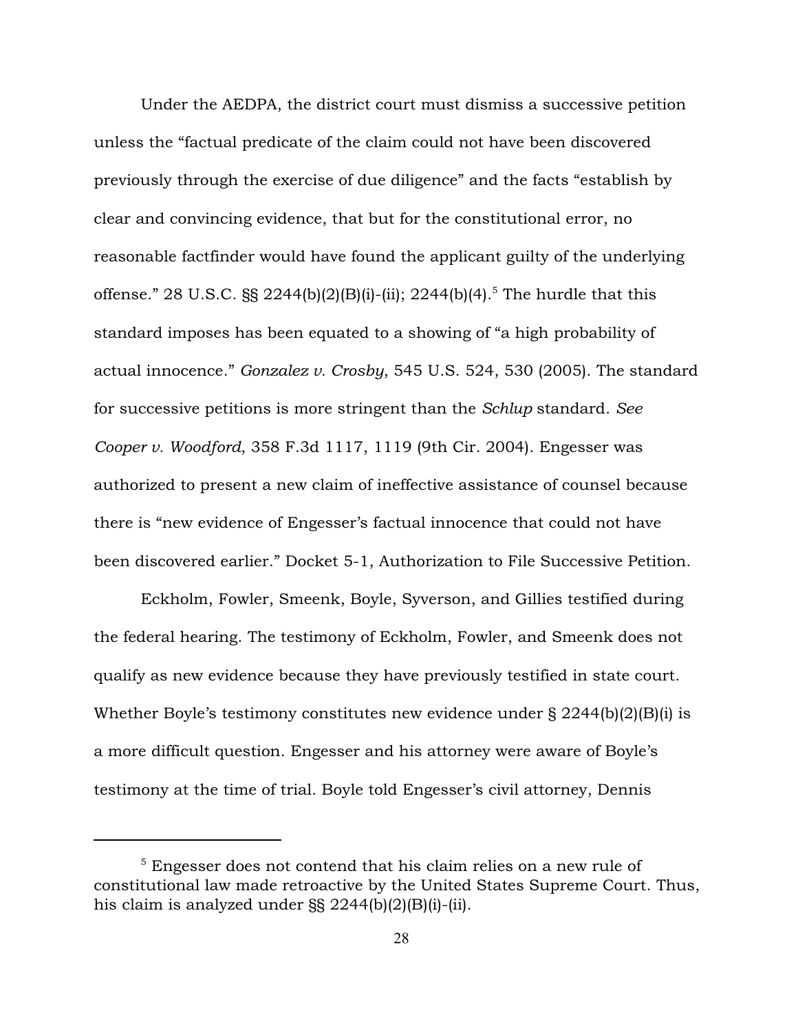Under the AEDPA, the district court must dismiss a successive petition unless the "factual predicate of the claim could not have been discovered previously through the exercise of due diligence" and the facts "establish by clear and convincing evidence, that but for the constitutional error, no reasonable factfinder would have found the applicant guilty of the underlying offense." 28 U.S.C. §§ 2244(b)(2)(B)(i)-(ii); 2244(b)(4).[5] The hurdle that this standard imposes has been equated to a showing of "a high probability of actual innocence." *Gonzalez v. Crosby*, 545 U.S. 524, 530 (2005). The standard for successive petitions is more stringent than the *Schlup* standard. *See Cooper v. Woodford*, 358 F.3d 1117, 1119 (9th Cir. 2004). Engesser was authorized to present a new claim of ineffective assistance of counsel because there is "new evidence of Engesser's factual innocence that could not have been discovered earlier." Docket 5-1, Authorization to File Successive Petition.

Eckholm, Fowler, Smeenk, Boyle, Syverson, and Gillies testified during the federal hearing. The testimony of Eckholm, Fowler, and Smeenk does not qualify as new evidence because they have previously testified in state court. Whether Boyle's testimony constitutes new evidence under § 2244(b)(2)(B)(i) is a more difficult question. Engesser and his attorney were aware of Boyle's testimony at the time of trial. Boyle told Engesser's civil attorney, Dennis

---

[5] Engesser does not contend that his claim relies on a new rule of constitutional law made retroactive by the United States Supreme Court. Thus, his claim is analyzed under §§ 2244(b)(2)(B)(i)-(ii).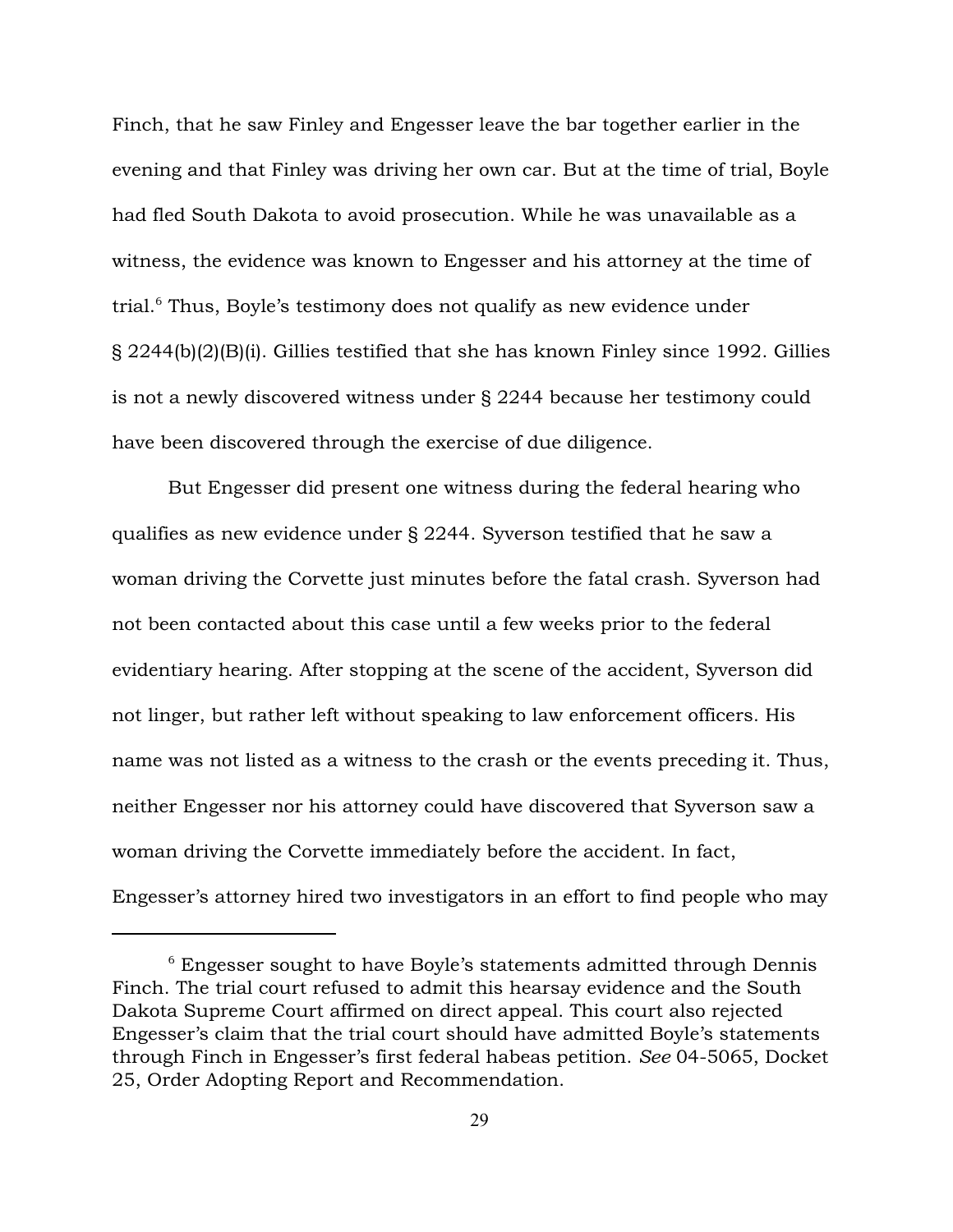Finch, that he saw Finley and Engesser leave the bar together earlier in the evening and that Finley was driving her own car. But at the time of trial, Boyle had fled South Dakota to avoid prosecution. While he was unavailable as a witness, the evidence was known to Engesser and his attorney at the time of trial.[6] Thus, Boyle's testimony does not qualify as new evidence under § 2244(b)(2)(B)(i). Gillies testified that she has known Finley since 1992. Gillies is not a newly discovered witness under § 2244 because her testimony could have been discovered through the exercise of due diligence.

But Engesser did present one witness during the federal hearing who qualifies as new evidence under § 2244. Syverson testified that he saw a woman driving the Corvette just minutes before the fatal crash. Syverson had not been contacted about this case until a few weeks prior to the federal evidentiary hearing. After stopping at the scene of the accident, Syverson did not linger, but rather left without speaking to law enforcement officers. His name was not listed as a witness to the crash or the events preceding it. Thus, neither Engesser nor his attorney could have discovered that Syverson saw a woman driving the Corvette immediately before the accident. In fact, Engesser's attorney hired two investigators in an effort to find people who may

---

[6] Engesser sought to have Boyle's statements admitted through Dennis Finch. The trial court refused to admit this hearsay evidence and the South Dakota Supreme Court affirmed on direct appeal. This court also rejected Engesser's claim that the trial court should have admitted Boyle's statements through Finch in Engesser's first federal habeas petition. *See* 04-5065, Docket 25, Order Adopting Report and Recommendation.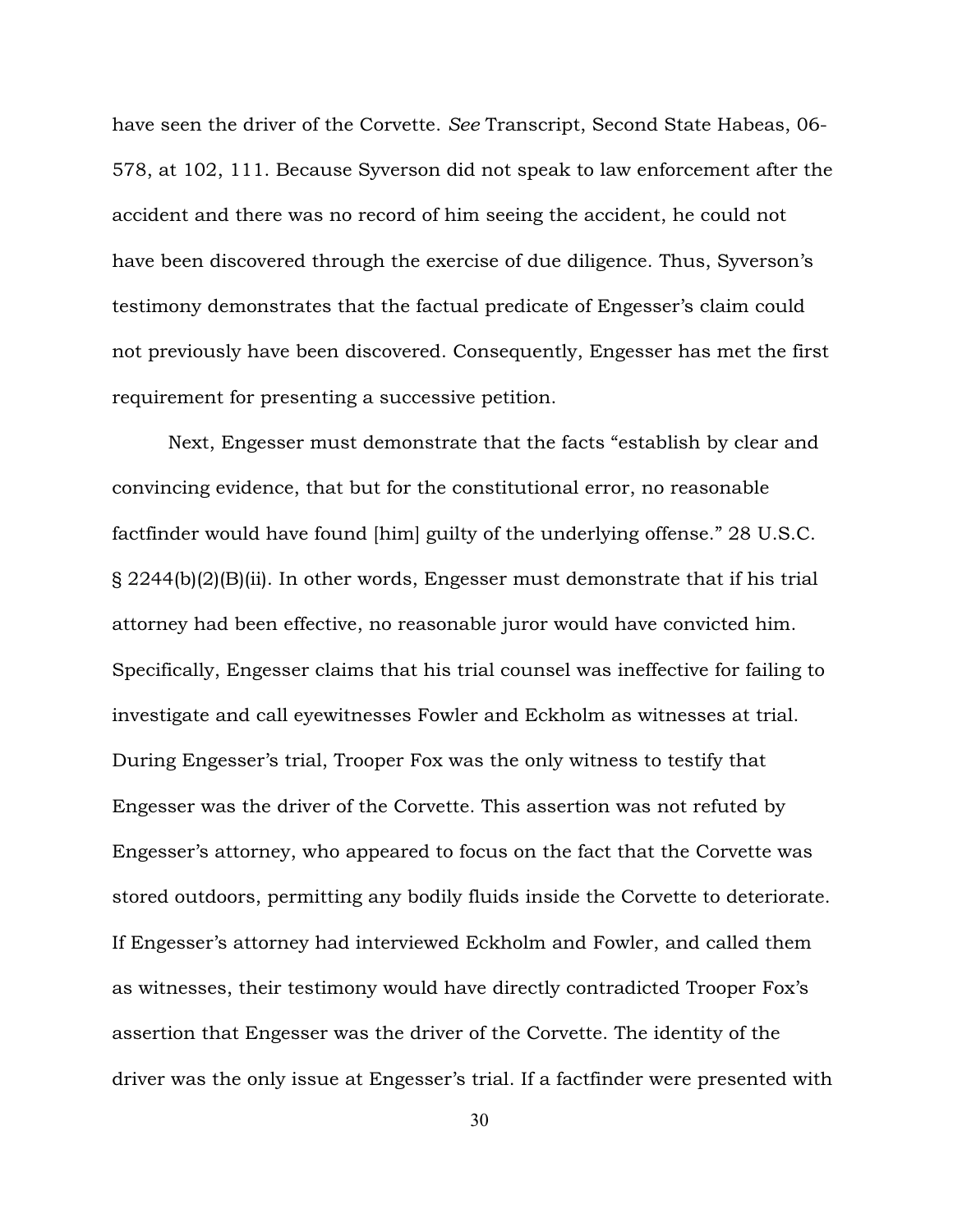have seen the driver of the Corvette. *See* Transcript, Second State Habeas, 06-578, at 102, 111. Because Syverson did not speak to law enforcement after the accident and there was no record of him seeing the accident, he could not have been discovered through the exercise of due diligence. Thus, Syverson's testimony demonstrates that the factual predicate of Engesser's claim could not previously have been discovered. Consequently, Engesser has met the first requirement for presenting a successive petition.

Next, Engesser must demonstrate that the facts "establish by clear and convincing evidence, that but for the constitutional error, no reasonable factfinder would have found [him] guilty of the underlying offense." 28 U.S.C. § 2244(b)(2)(B)(ii). In other words, Engesser must demonstrate that if his trial attorney had been effective, no reasonable juror would have convicted him. Specifically, Engesser claims that his trial counsel was ineffective for failing to investigate and call eyewitnesses Fowler and Eckholm as witnesses at trial. During Engesser's trial, Trooper Fox was the only witness to testify that Engesser was the driver of the Corvette. This assertion was not refuted by Engesser's attorney, who appeared to focus on the fact that the Corvette was stored outdoors, permitting any bodily fluids inside the Corvette to deteriorate. If Engesser's attorney had interviewed Eckholm and Fowler, and called them as witnesses, their testimony would have directly contradicted Trooper Fox's assertion that Engesser was the driver of the Corvette. The identity of the driver was the only issue at Engesser's trial. If a factfinder were presented with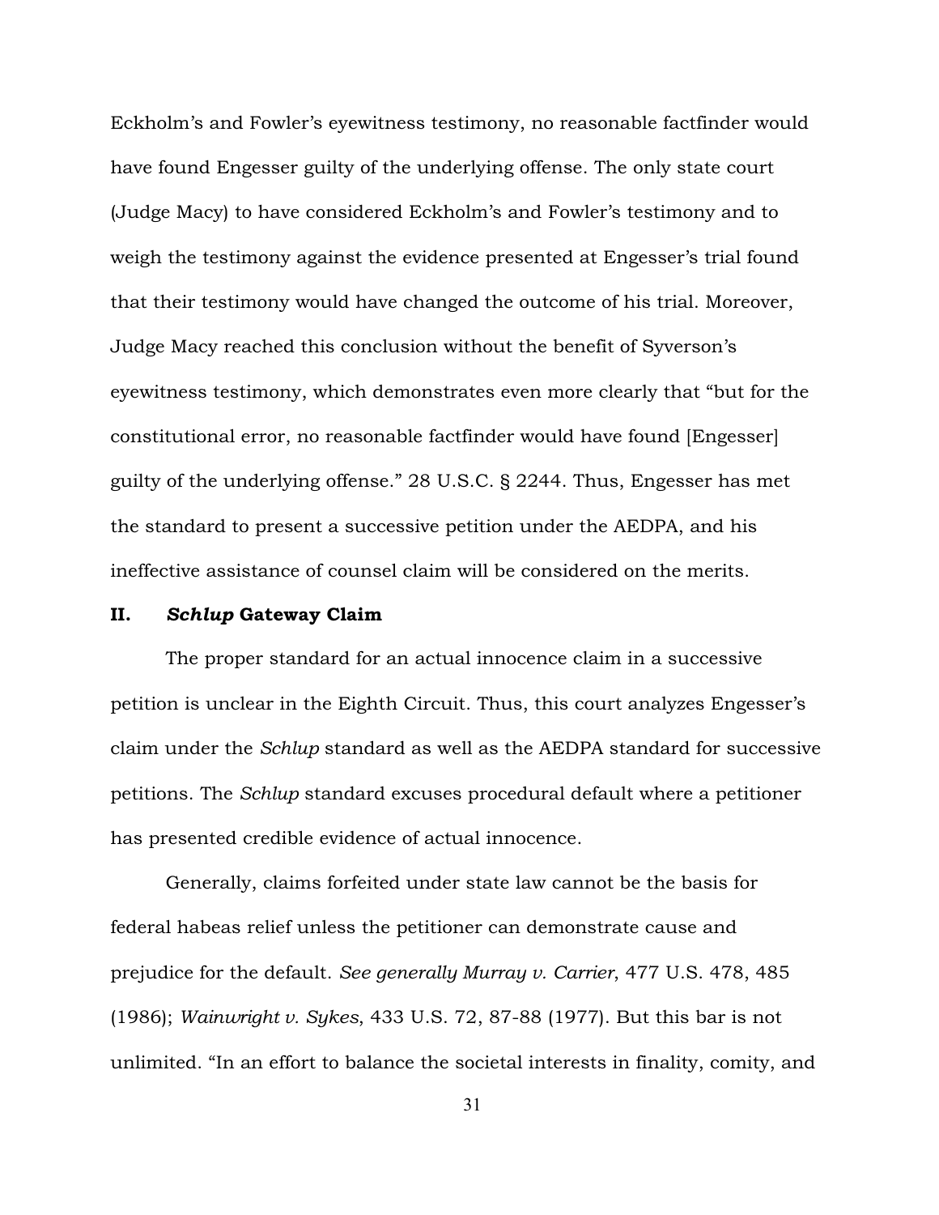Eckholm's and Fowler's eyewitness testimony, no reasonable factfinder would have found Engesser guilty of the underlying offense. The only state court (Judge Macy) to have considered Eckholm's and Fowler's testimony and to weigh the testimony against the evidence presented at Engesser's trial found that their testimony would have changed the outcome of his trial. Moreover, Judge Macy reached this conclusion without the benefit of Syverson's eyewitness testimony, which demonstrates even more clearly that "but for the constitutional error, no reasonable factfinder would have found [Engesser] guilty of the underlying offense." 28 U.S.C. § 2244. Thus, Engesser has met the standard to present a successive petition under the AEDPA, and his ineffective assistance of counsel claim will be considered on the merits.

## II. *Schlup* Gateway Claim

The proper standard for an actual innocence claim in a successive petition is unclear in the Eighth Circuit. Thus, this court analyzes Engesser's claim under the *Schlup* standard as well as the AEDPA standard for successive petitions. The *Schlup* standard excuses procedural default where a petitioner has presented credible evidence of actual innocence.

Generally, claims forfeited under state law cannot be the basis for federal habeas relief unless the petitioner can demonstrate cause and prejudice for the default. *See generally Murray v. Carrier*, 477 U.S. 478, 485 (1986); *Wainwright v. Sykes*, 433 U.S. 72, 87-88 (1977). But this bar is not unlimited. "In an effort to balance the societal interests in finality, comity, and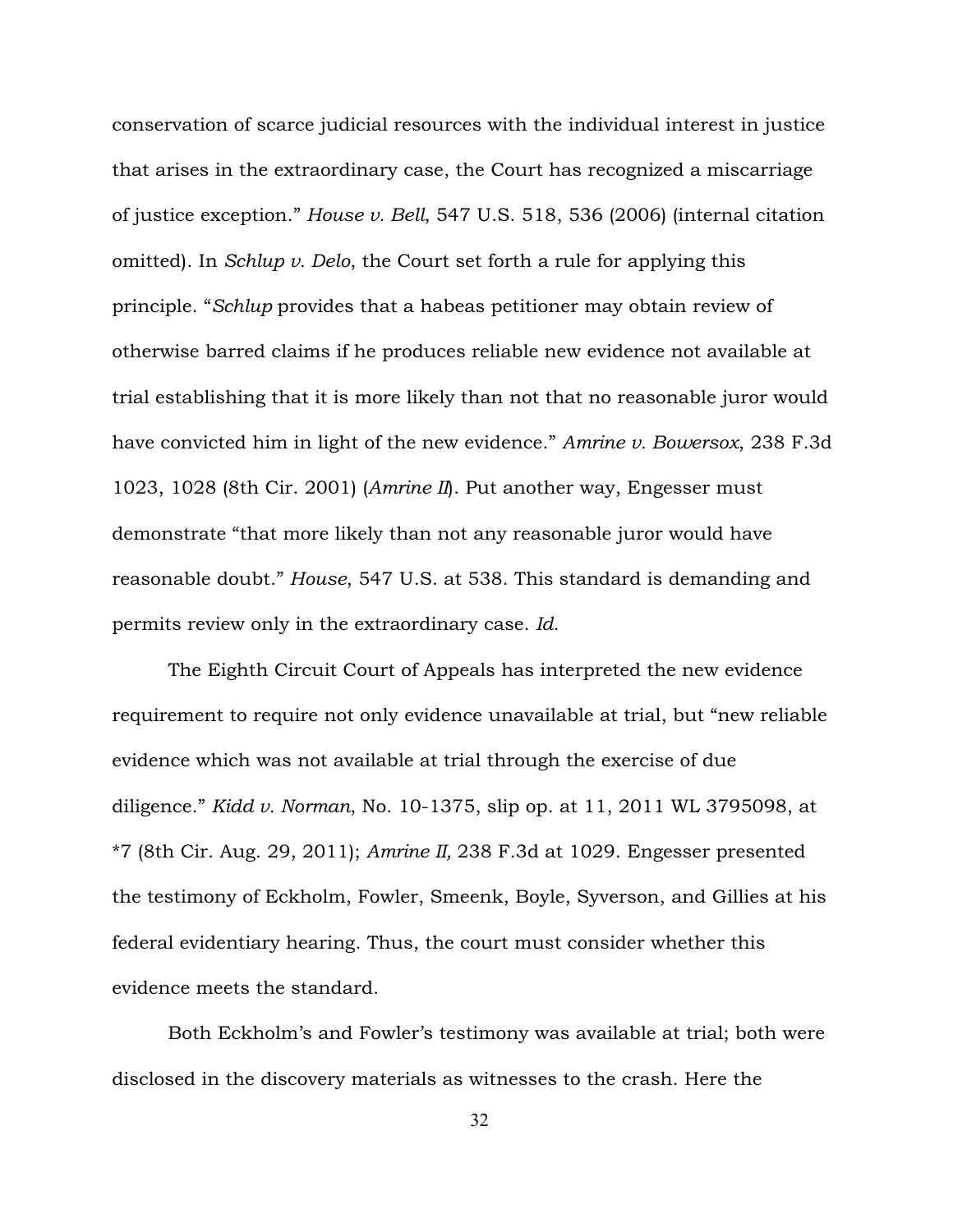conservation of scarce judicial resources with the individual interest in justice that arises in the extraordinary case, the Court has recognized a miscarriage of justice exception." *House v. Bell*, 547 U.S. 518, 536 (2006) (internal citation omitted). In *Schlup v. Delo*, the Court set forth a rule for applying this principle. "*Schlup* provides that a habeas petitioner may obtain review of otherwise barred claims if he produces reliable new evidence not available at trial establishing that it is more likely than not that no reasonable juror would have convicted him in light of the new evidence." *Amrine v. Bowersox*, 238 F.3d 1023, 1028 (8th Cir. 2001) (*Amrine II*). Put another way, Engesser must demonstrate "that more likely than not any reasonable juror would have reasonable doubt." *House*, 547 U.S. at 538. This standard is demanding and permits review only in the extraordinary case. *Id.*

The Eighth Circuit Court of Appeals has interpreted the new evidence requirement to require not only evidence unavailable at trial, but "new reliable evidence which was not available at trial through the exercise of due diligence." *Kidd v. Norman*, No. 10-1375, slip op. at 11, 2011 WL 3795098, at *7 (8th Cir. Aug. 29, 2011); *Amrine II,* 238 F.3d at 1029. Engesser presented the testimony of Eckholm, Fowler, Smeenk, Boyle, Syverson, and Gillies at his federal evidentiary hearing. Thus, the court must consider whether this evidence meets the standard.

Both Eckholm's and Fowler's testimony was available at trial; both were disclosed in the discovery materials as witnesses to the crash. Here the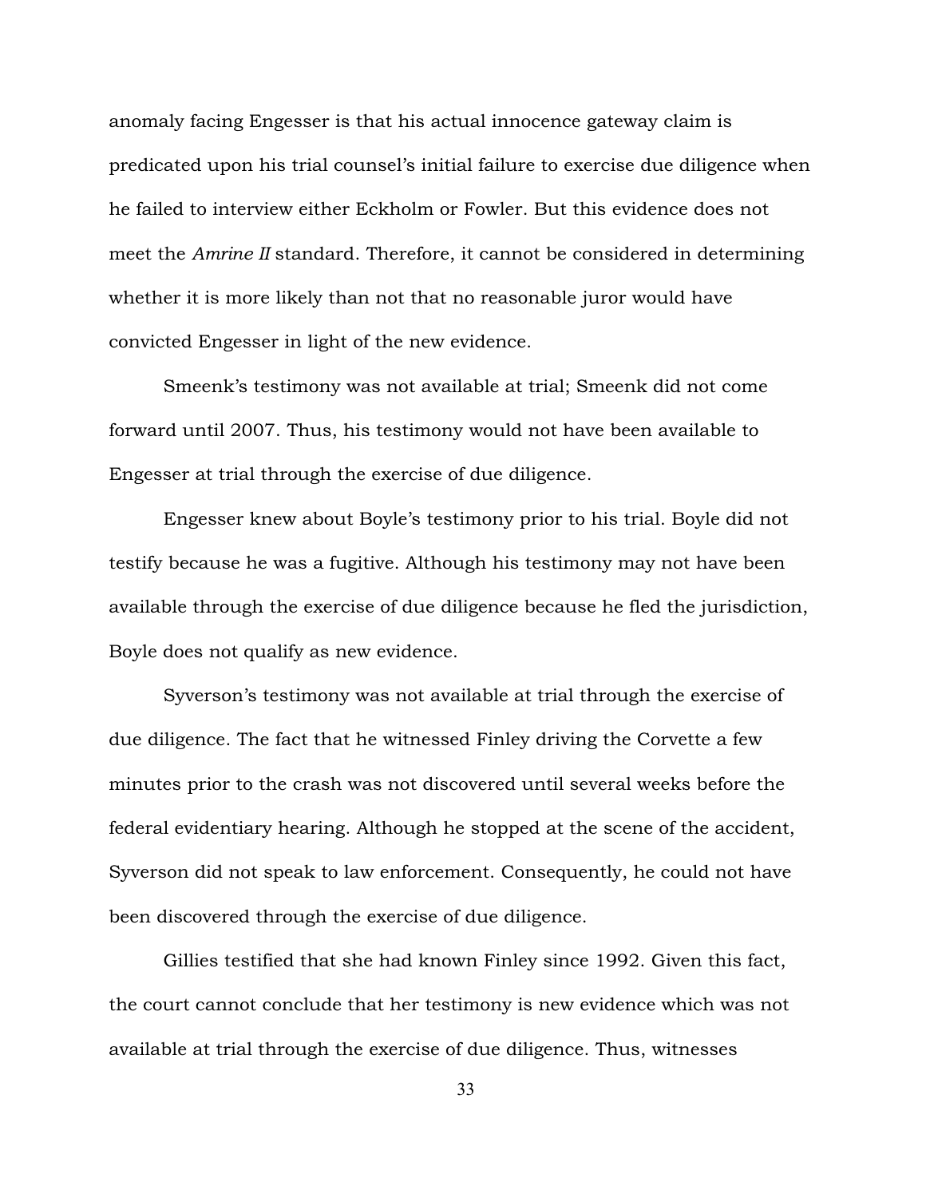anomaly facing Engesser is that his actual innocence gateway claim is predicated upon his trial counsel's initial failure to exercise due diligence when he failed to interview either Eckholm or Fowler. But this evidence does not meet the *Amrine II* standard. Therefore, it cannot be considered in determining whether it is more likely than not that no reasonable juror would have convicted Engesser in light of the new evidence.

Smeenk's testimony was not available at trial; Smeenk did not come forward until 2007. Thus, his testimony would not have been available to Engesser at trial through the exercise of due diligence.

Engesser knew about Boyle's testimony prior to his trial. Boyle did not testify because he was a fugitive. Although his testimony may not have been available through the exercise of due diligence because he fled the jurisdiction, Boyle does not qualify as new evidence.

Syverson's testimony was not available at trial through the exercise of due diligence. The fact that he witnessed Finley driving the Corvette a few minutes prior to the crash was not discovered until several weeks before the federal evidentiary hearing. Although he stopped at the scene of the accident, Syverson did not speak to law enforcement. Consequently, he could not have been discovered through the exercise of due diligence.

Gillies testified that she had known Finley since 1992. Given this fact, the court cannot conclude that her testimony is new evidence which was not available at trial through the exercise of due diligence. Thus, witnesses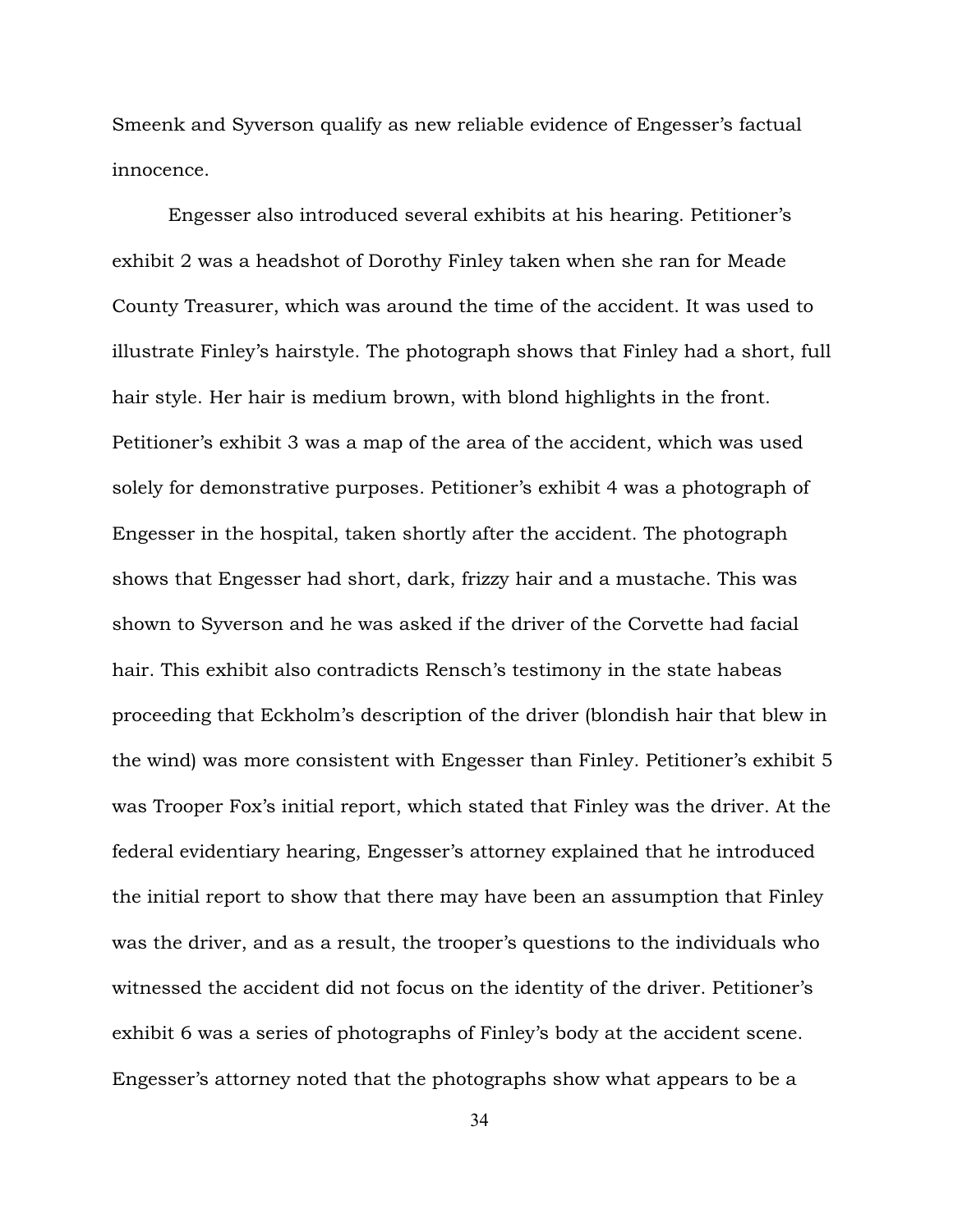Smeenk and Syverson qualify as new reliable evidence of Engesser's factual innocence.

Engesser also introduced several exhibits at his hearing. Petitioner's exhibit 2 was a headshot of Dorothy Finley taken when she ran for Meade County Treasurer, which was around the time of the accident. It was used to illustrate Finley's hairstyle. The photograph shows that Finley had a short, full hair style. Her hair is medium brown, with blond highlights in the front. Petitioner's exhibit 3 was a map of the area of the accident, which was used solely for demonstrative purposes. Petitioner's exhibit 4 was a photograph of Engesser in the hospital, taken shortly after the accident. The photograph shows that Engesser had short, dark, frizzy hair and a mustache. This was shown to Syverson and he was asked if the driver of the Corvette had facial hair. This exhibit also contradicts Rensch's testimony in the state habeas proceeding that Eckholm's description of the driver (blondish hair that blew in the wind) was more consistent with Engesser than Finley. Petitioner's exhibit 5 was Trooper Fox's initial report, which stated that Finley was the driver. At the federal evidentiary hearing, Engesser's attorney explained that he introduced the initial report to show that there may have been an assumption that Finley was the driver, and as a result, the trooper's questions to the individuals who witnessed the accident did not focus on the identity of the driver. Petitioner's exhibit 6 was a series of photographs of Finley's body at the accident scene. Engesser's attorney noted that the photographs show what appears to be a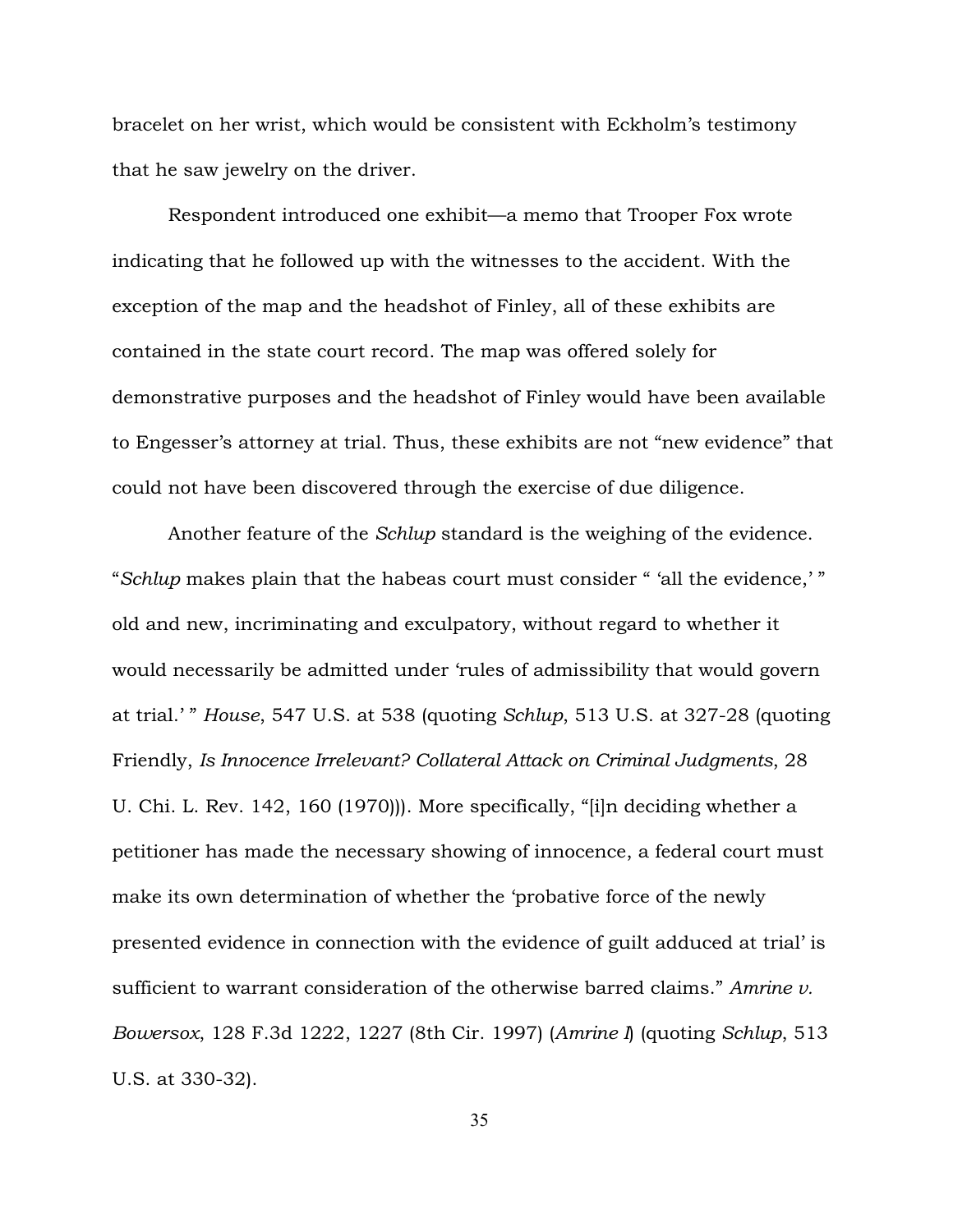bracelet on her wrist, which would be consistent with Eckholm's testimony that he saw jewelry on the driver.

Respondent introduced one exhibit—a memo that Trooper Fox wrote indicating that he followed up with the witnesses to the accident. With the exception of the map and the headshot of Finley, all of these exhibits are contained in the state court record. The map was offered solely for demonstrative purposes and the headshot of Finley would have been available to Engesser's attorney at trial. Thus, these exhibits are not "new evidence" that could not have been discovered through the exercise of due diligence.

Another feature of the *Schlup* standard is the weighing of the evidence. "*Schlup* makes plain that the habeas court must consider " 'all the evidence,' " old and new, incriminating and exculpatory, without regard to whether it would necessarily be admitted under 'rules of admissibility that would govern at trial.' " *House*, 547 U.S. at 538 (quoting *Schlup*, 513 U.S. at 327-28 (quoting Friendly, *Is Innocence Irrelevant? Collateral Attack on Criminal Judgments*, 28 U. Chi. L. Rev. 142, 160 (1970))). More specifically, "[i]n deciding whether a petitioner has made the necessary showing of innocence, a federal court must make its own determination of whether the 'probative force of the newly presented evidence in connection with the evidence of guilt adduced at trial' is sufficient to warrant consideration of the otherwise barred claims." *Amrine v. Bowersox*, 128 F.3d 1222, 1227 (8th Cir. 1997) (*Amrine I*) (quoting *Schlup*, 513 U.S. at 330-32).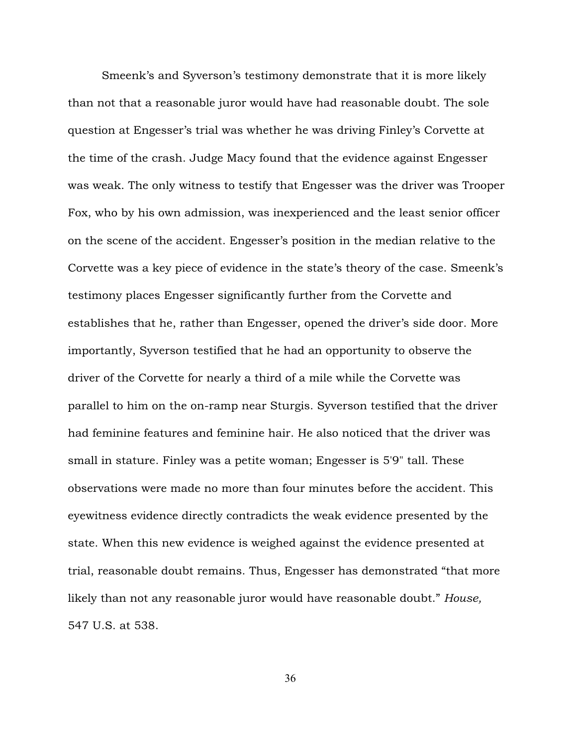Smeenk's and Syverson's testimony demonstrate that it is more likely than not that a reasonable juror would have had reasonable doubt. The sole question at Engesser's trial was whether he was driving Finley's Corvette at the time of the crash. Judge Macy found that the evidence against Engesser was weak. The only witness to testify that Engesser was the driver was Trooper Fox, who by his own admission, was inexperienced and the least senior officer on the scene of the accident. Engesser's position in the median relative to the Corvette was a key piece of evidence in the state's theory of the case. Smeenk's testimony places Engesser significantly further from the Corvette and establishes that he, rather than Engesser, opened the driver's side door. More importantly, Syverson testified that he had an opportunity to observe the driver of the Corvette for nearly a third of a mile while the Corvette was parallel to him on the on-ramp near Sturgis. Syverson testified that the driver had feminine features and feminine hair. He also noticed that the driver was small in stature. Finley was a petite woman; Engesser is 5'9" tall. These observations were made no more than four minutes before the accident. This eyewitness evidence directly contradicts the weak evidence presented by the state. When this new evidence is weighed against the evidence presented at trial, reasonable doubt remains. Thus, Engesser has demonstrated "that more likely than not any reasonable juror would have reasonable doubt." *House,* 547 U.S. at 538.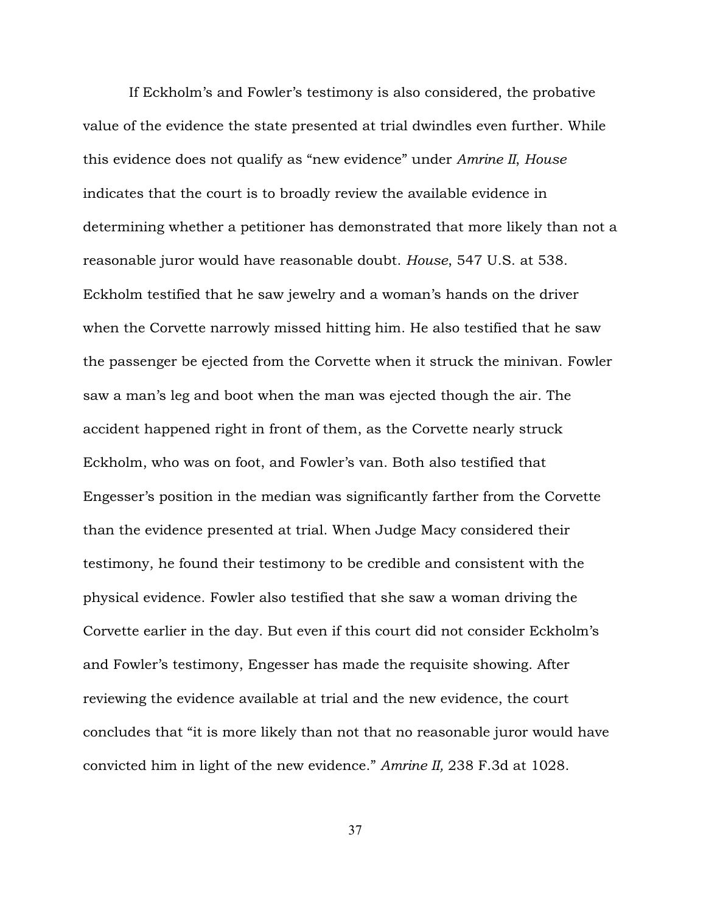If Eckholm's and Fowler's testimony is also considered, the probative value of the evidence the state presented at trial dwindles even further. While this evidence does not qualify as "new evidence" under *Amrine II*, *House* indicates that the court is to broadly review the available evidence in determining whether a petitioner has demonstrated that more likely than not a reasonable juror would have reasonable doubt. *House*, 547 U.S. at 538. Eckholm testified that he saw jewelry and a woman's hands on the driver when the Corvette narrowly missed hitting him. He also testified that he saw the passenger be ejected from the Corvette when it struck the minivan. Fowler saw a man's leg and boot when the man was ejected though the air. The accident happened right in front of them, as the Corvette nearly struck Eckholm, who was on foot, and Fowler's van. Both also testified that Engesser's position in the median was significantly farther from the Corvette than the evidence presented at trial. When Judge Macy considered their testimony, he found their testimony to be credible and consistent with the physical evidence. Fowler also testified that she saw a woman driving the Corvette earlier in the day. But even if this court did not consider Eckholm's and Fowler's testimony, Engesser has made the requisite showing. After reviewing the evidence available at trial and the new evidence, the court concludes that "it is more likely than not that no reasonable juror would have convicted him in light of the new evidence." *Amrine II,* 238 F.3d at 1028.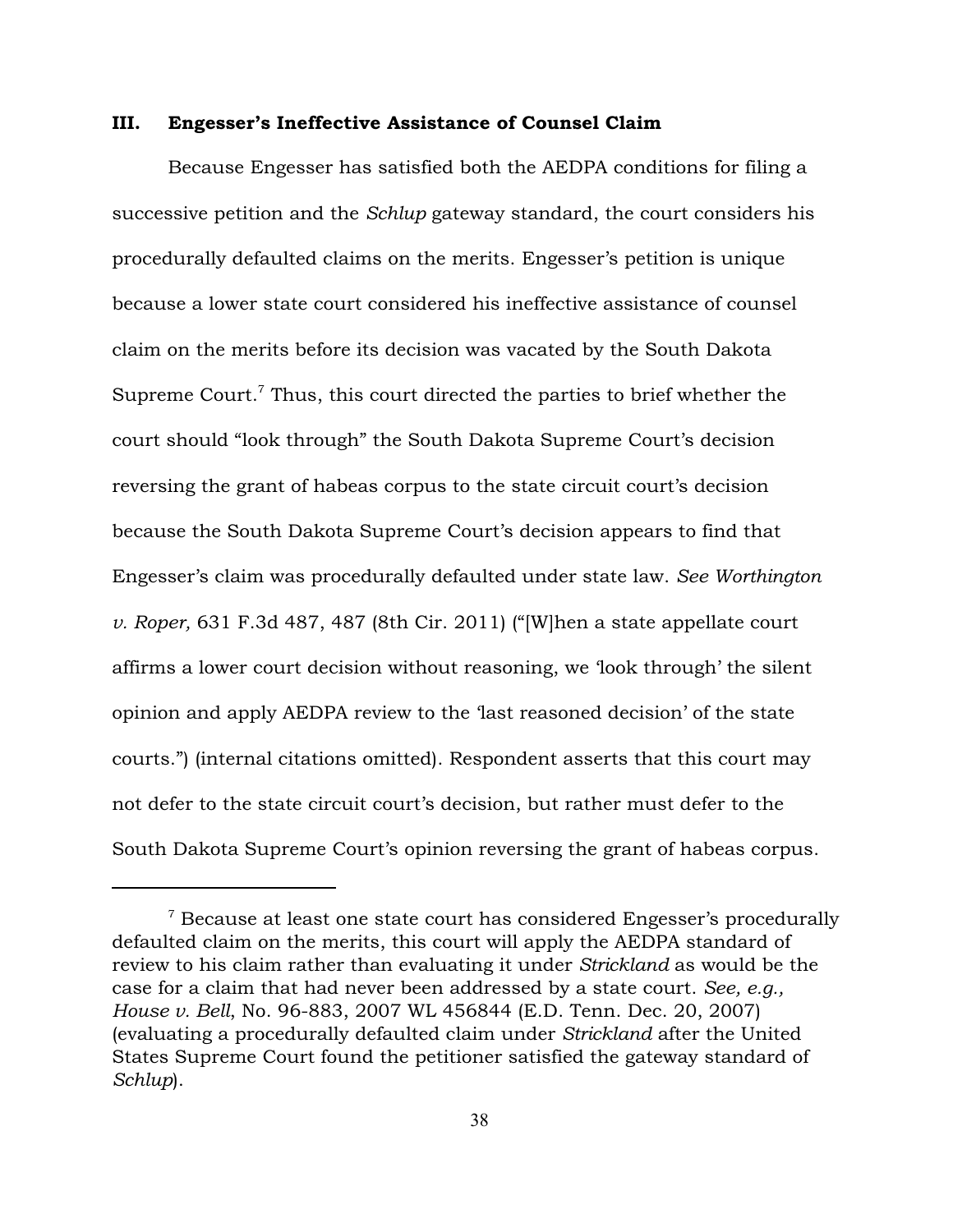### III. Engesser's Ineffective Assistance of Counsel Claim

Because Engesser has satisfied both the AEDPA conditions for filing a successive petition and the *Schlup* gateway standard, the court considers his procedurally defaulted claims on the merits. Engesser's petition is unique because a lower state court considered his ineffective assistance of counsel claim on the merits before its decision was vacated by the South Dakota Supreme Court.[7] Thus, this court directed the parties to brief whether the court should "look through" the South Dakota Supreme Court's decision reversing the grant of habeas corpus to the state circuit court's decision because the South Dakota Supreme Court's decision appears to find that Engesser's claim was procedurally defaulted under state law. *See Worthington v. Roper,* 631 F.3d 487, 487 (8th Cir. 2011) ("[W]hen a state appellate court affirms a lower court decision without reasoning, we 'look through' the silent opinion and apply AEDPA review to the 'last reasoned decision' of the state courts.") (internal citations omitted). Respondent asserts that this court may not defer to the state circuit court's decision, but rather must defer to the South Dakota Supreme Court's opinion reversing the grant of habeas corpus.

---

[7] Because at least one state court has considered Engesser's procedurally defaulted claim on the merits, this court will apply the AEDPA standard of review to his claim rather than evaluating it under *Strickland* as would be the case for a claim that had never been addressed by a state court. *See, e.g., House v. Bell*, No. 96-883, 2007 WL 456844 (E.D. Tenn. Dec. 20, 2007) (evaluating a procedurally defaulted claim under *Strickland* after the United States Supreme Court found the petitioner satisfied the gateway standard of *Schlup*).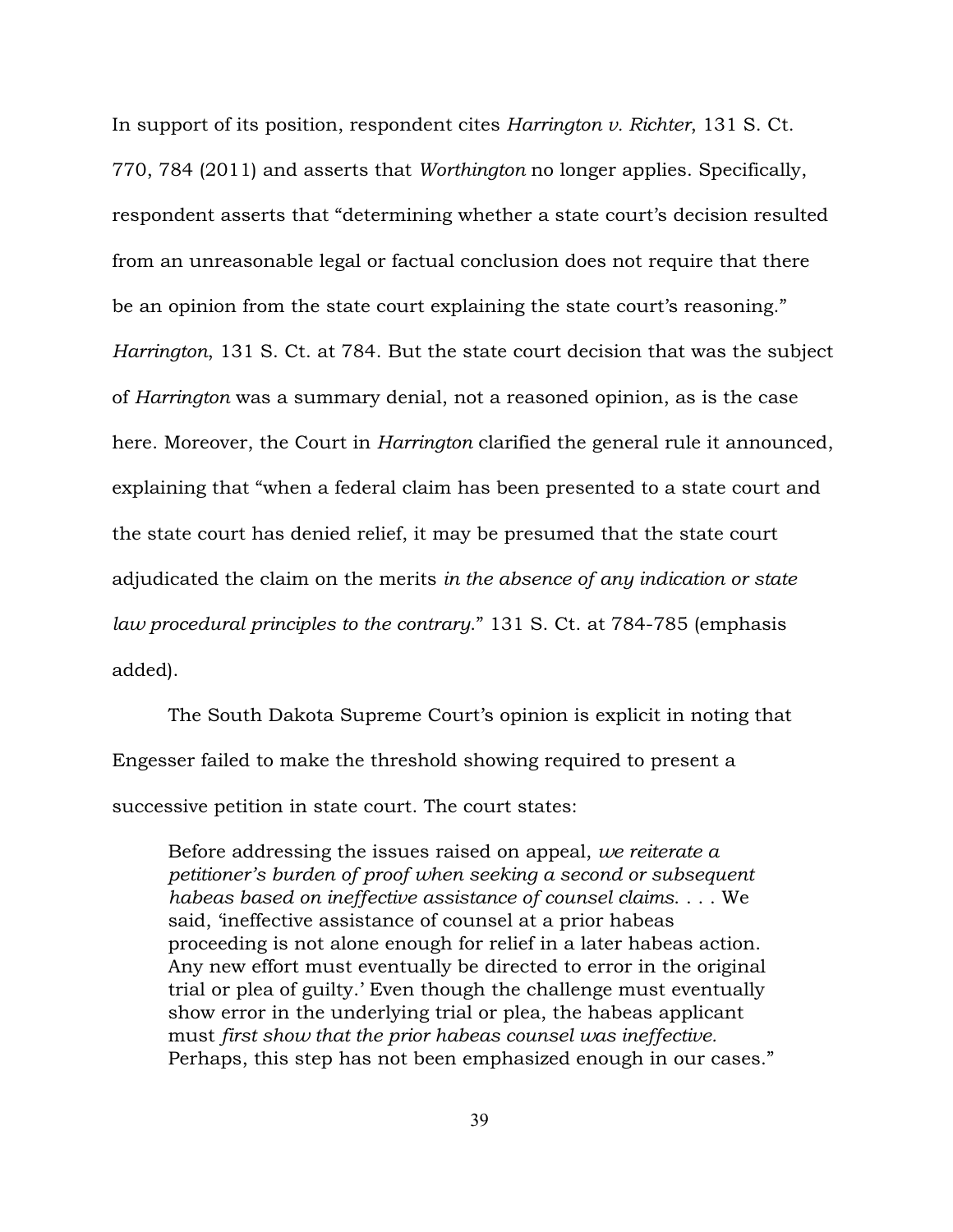In support of its position, respondent cites *Harrington v. Richter*, 131 S. Ct. 770, 784 (2011) and asserts that *Worthington* no longer applies. Specifically, respondent asserts that "determining whether a state court's decision resulted from an unreasonable legal or factual conclusion does not require that there be an opinion from the state court explaining the state court's reasoning." *Harrington*, 131 S. Ct. at 784. But the state court decision that was the subject of *Harrington* was a summary denial, not a reasoned opinion, as is the case here. Moreover, the Court in *Harrington* clarified the general rule it announced, explaining that "when a federal claim has been presented to a state court and the state court has denied relief, it may be presumed that the state court adjudicated the claim on the merits *in the absence of any indication or state law procedural principles to the contrary*." 131 S. Ct. at 784-785 (emphasis added).

The South Dakota Supreme Court's opinion is explicit in noting that Engesser failed to make the threshold showing required to present a successive petition in state court. The court states:

> Before addressing the issues raised on appeal, *we reiterate a petitioner's burden of proof when seeking a second or subsequent habeas based on ineffective assistance of counsel claims*. . . . We said, 'ineffective assistance of counsel at a prior habeas proceeding is not alone enough for relief in a later habeas action. Any new effort must eventually be directed to error in the original trial or plea of guilty.' Even though the challenge must eventually show error in the underlying trial or plea, the habeas applicant must *first show that the prior habeas counsel was ineffective.* Perhaps, this step has not been emphasized enough in our cases."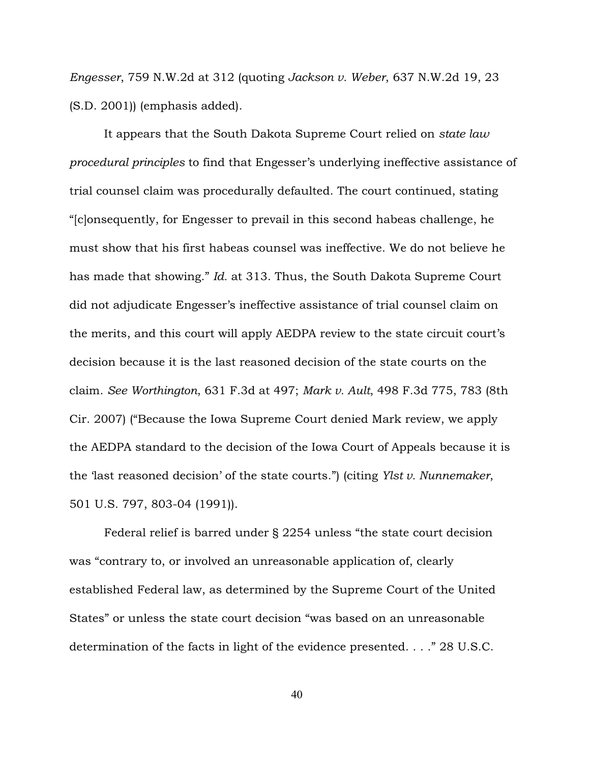*Engesser*, 759 N.W.2d at 312 (quoting *Jackson v. Weber*, 637 N.W.2d 19, 23 (S.D. 2001)) (emphasis added).

It appears that the South Dakota Supreme Court relied on *state law procedural principles* to find that Engesser's underlying ineffective assistance of trial counsel claim was procedurally defaulted. The court continued, stating "[c]onsequently, for Engesser to prevail in this second habeas challenge, he must show that his first habeas counsel was ineffective. We do not believe he has made that showing." *Id.* at 313. Thus, the South Dakota Supreme Court did not adjudicate Engesser's ineffective assistance of trial counsel claim on the merits, and this court will apply AEDPA review to the state circuit court's decision because it is the last reasoned decision of the state courts on the claim. *See Worthington*, 631 F.3d at 497; *Mark v. Ault*, 498 F.3d 775, 783 (8th Cir. 2007) ("Because the Iowa Supreme Court denied Mark review, we apply the AEDPA standard to the decision of the Iowa Court of Appeals because it is the 'last reasoned decision' of the state courts.") (citing *Ylst v. Nunnemaker*, 501 U.S. 797, 803-04 (1991)).

Federal relief is barred under § 2254 unless "the state court decision was "contrary to, or involved an unreasonable application of, clearly established Federal law, as determined by the Supreme Court of the United States" or unless the state court decision "was based on an unreasonable determination of the facts in light of the evidence presented. . . ." 28 U.S.C.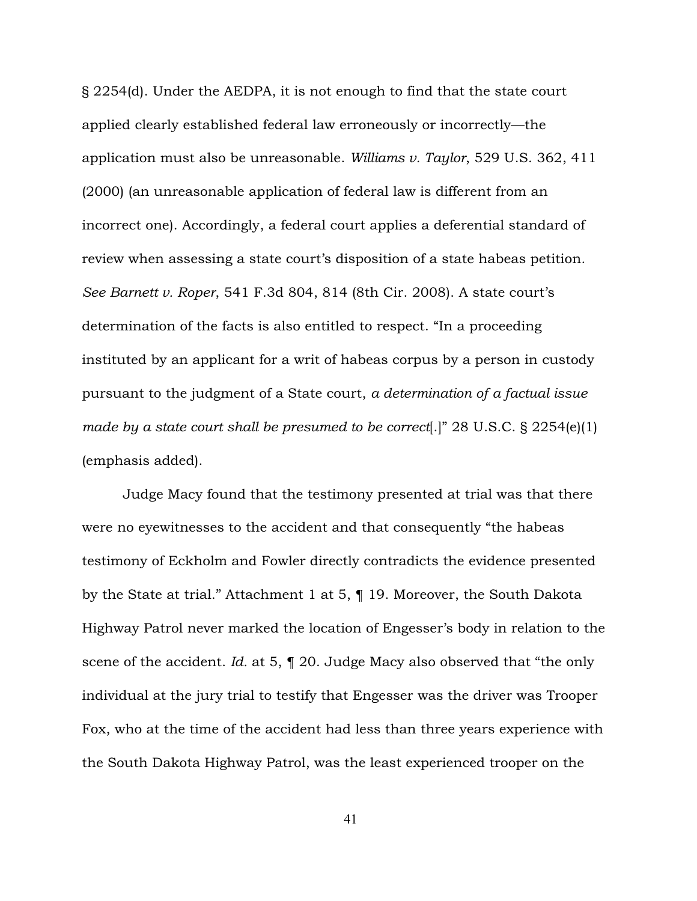§ 2254(d). Under the AEDPA, it is not enough to find that the state court applied clearly established federal law erroneously or incorrectly—the application must also be unreasonable. *Williams v. Taylor*, 529 U.S. 362, 411 (2000) (an unreasonable application of federal law is different from an incorrect one). Accordingly, a federal court applies a deferential standard of review when assessing a state court's disposition of a state habeas petition. *See Barnett v. Roper*, 541 F.3d 804, 814 (8th Cir. 2008). A state court's determination of the facts is also entitled to respect. "In a proceeding instituted by an applicant for a writ of habeas corpus by a person in custody pursuant to the judgment of a State court, *a determination of a factual issue made by a state court shall be presumed to be correct*[.]" 28 U.S.C. § 2254(e)(1) (emphasis added).

Judge Macy found that the testimony presented at trial was that there were no eyewitnesses to the accident and that consequently "the habeas testimony of Eckholm and Fowler directly contradicts the evidence presented by the State at trial." Attachment 1 at 5, ¶ 19. Moreover, the South Dakota Highway Patrol never marked the location of Engesser's body in relation to the scene of the accident. *Id.* at 5, ¶ 20. Judge Macy also observed that "the only individual at the jury trial to testify that Engesser was the driver was Trooper Fox, who at the time of the accident had less than three years experience with the South Dakota Highway Patrol, was the least experienced trooper on the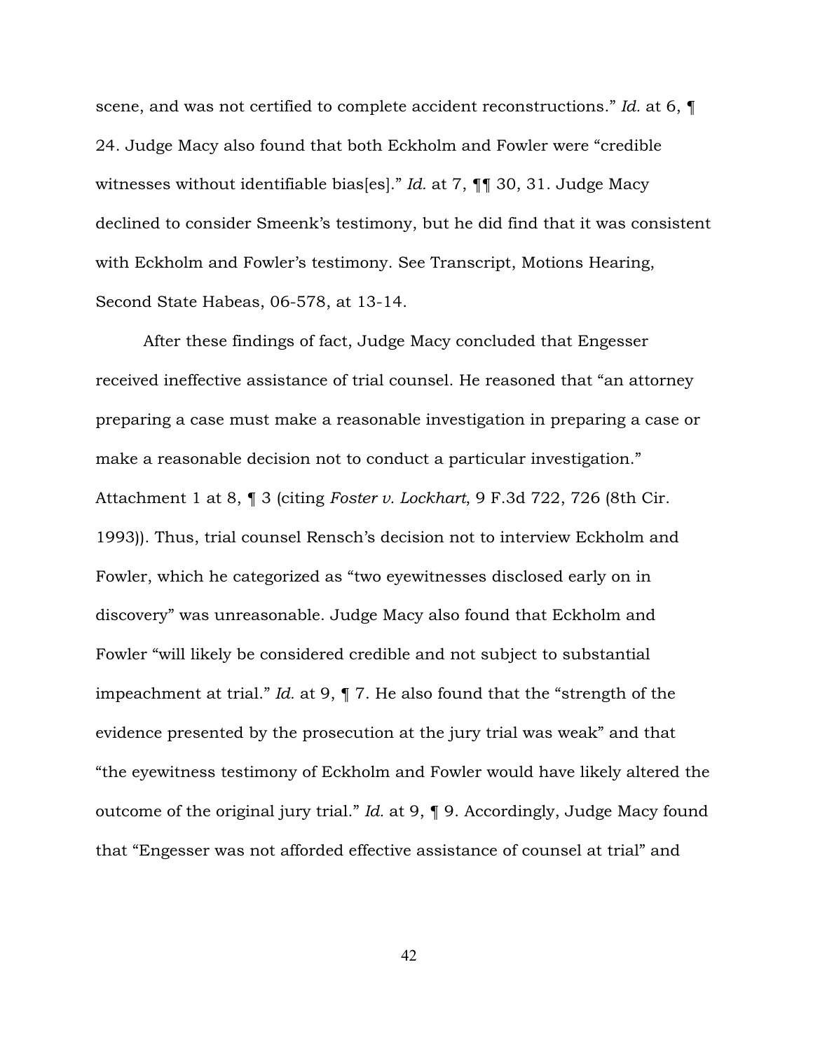scene, and was not certified to complete accident reconstructions." *Id.* at 6, ¶ 24. Judge Macy also found that both Eckholm and Fowler were "credible witnesses without identifiable bias[es]." *Id.* at 7, ¶¶ 30, 31. Judge Macy declined to consider Smeenk's testimony, but he did find that it was consistent with Eckholm and Fowler's testimony. See Transcript, Motions Hearing, Second State Habeas, 06-578, at 13-14.

After these findings of fact, Judge Macy concluded that Engesser received ineffective assistance of trial counsel. He reasoned that "an attorney preparing a case must make a reasonable investigation in preparing a case or make a reasonable decision not to conduct a particular investigation." Attachment 1 at 8, ¶ 3 (citing *Foster v. Lockhart*, 9 F.3d 722, 726 (8th Cir. 1993)). Thus, trial counsel Rensch's decision not to interview Eckholm and Fowler, which he categorized as "two eyewitnesses disclosed early on in discovery" was unreasonable. Judge Macy also found that Eckholm and Fowler "will likely be considered credible and not subject to substantial impeachment at trial." *Id.* at 9, ¶ 7. He also found that the "strength of the evidence presented by the prosecution at the jury trial was weak" and that "the eyewitness testimony of Eckholm and Fowler would have likely altered the outcome of the original jury trial." *Id.* at 9, ¶ 9. Accordingly, Judge Macy found that "Engesser was not afforded effective assistance of counsel at trial" and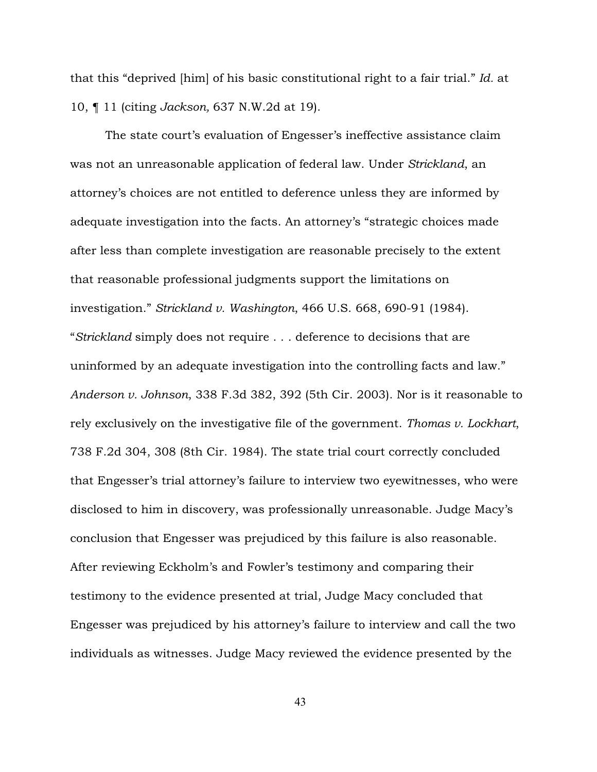that this "deprived [him] of his basic constitutional right to a fair trial." *Id.* at 10, ¶ 11 (citing *Jackson,* 637 N.W.2d at 19).

The state court's evaluation of Engesser's ineffective assistance claim was not an unreasonable application of federal law. Under *Strickland*, an attorney's choices are not entitled to deference unless they are informed by adequate investigation into the facts. An attorney's "strategic choices made after less than complete investigation are reasonable precisely to the extent that reasonable professional judgments support the limitations on investigation." *Strickland v. Washington*, 466 U.S. 668, 690-91 (1984). "*Strickland* simply does not require . . . deference to decisions that are uninformed by an adequate investigation into the controlling facts and law." *Anderson v. Johnson*, 338 F.3d 382, 392 (5th Cir. 2003). Nor is it reasonable to rely exclusively on the investigative file of the government. *Thomas v. Lockhart*, 738 F.2d 304, 308 (8th Cir. 1984). The state trial court correctly concluded that Engesser's trial attorney's failure to interview two eyewitnesses, who were disclosed to him in discovery, was professionally unreasonable. Judge Macy's conclusion that Engesser was prejudiced by this failure is also reasonable. After reviewing Eckholm's and Fowler's testimony and comparing their testimony to the evidence presented at trial, Judge Macy concluded that Engesser was prejudiced by his attorney's failure to interview and call the two individuals as witnesses. Judge Macy reviewed the evidence presented by the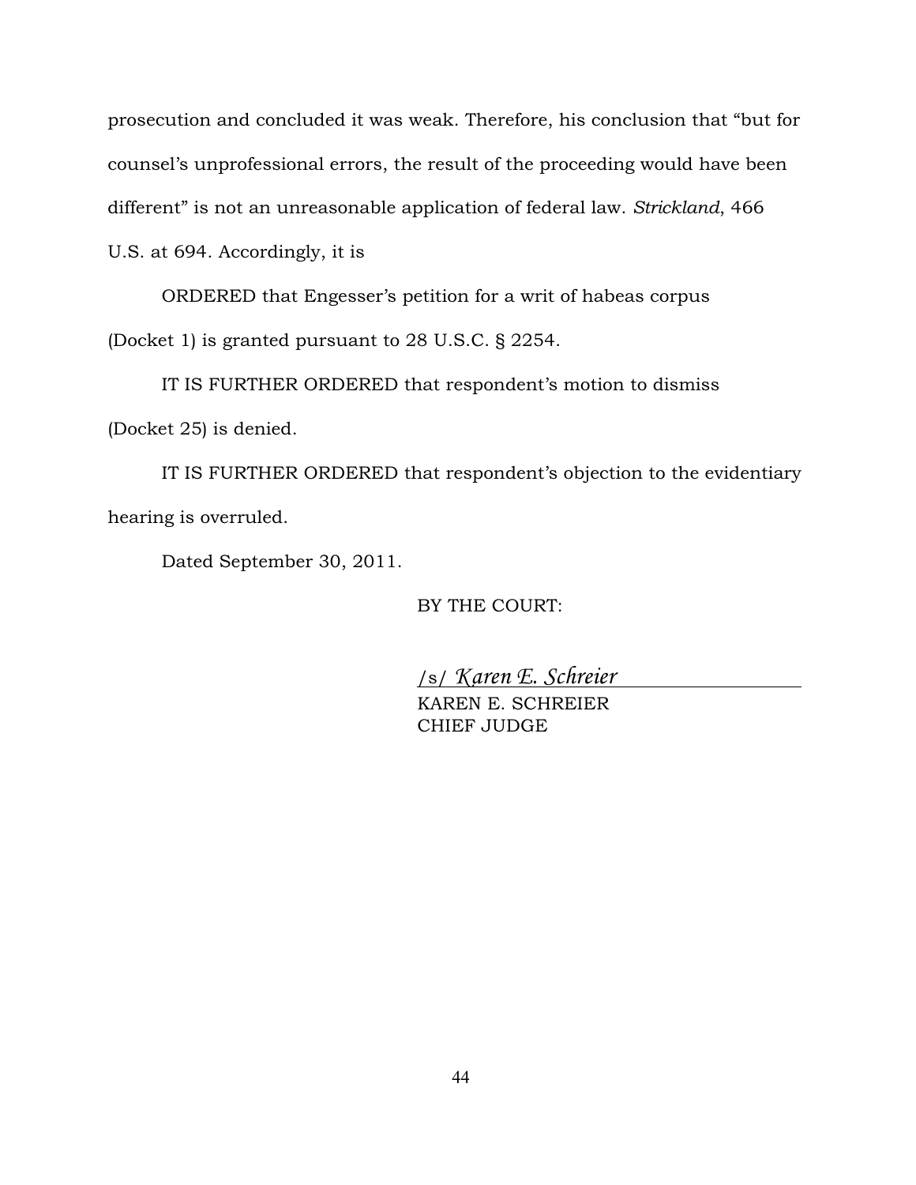prosecution and concluded it was weak. Therefore, his conclusion that "but for counsel's unprofessional errors, the result of the proceeding would have been different" is not an unreasonable application of federal law. *Strickland*, 466 U.S. at 694. Accordingly, it is

ORDERED that Engesser's petition for a writ of habeas corpus (Docket 1) is granted pursuant to 28 U.S.C. § 2254.

IT IS FURTHER ORDERED that respondent's motion to dismiss (Docket 25) is denied.

IT IS FURTHER ORDERED that respondent's objection to the evidentiary hearing is overruled.

Dated September 30, 2011.

BY THE COURT:

/s/ *Karen E. Schreier*
KAREN E. SCHREIER
CHIEF JUDGE